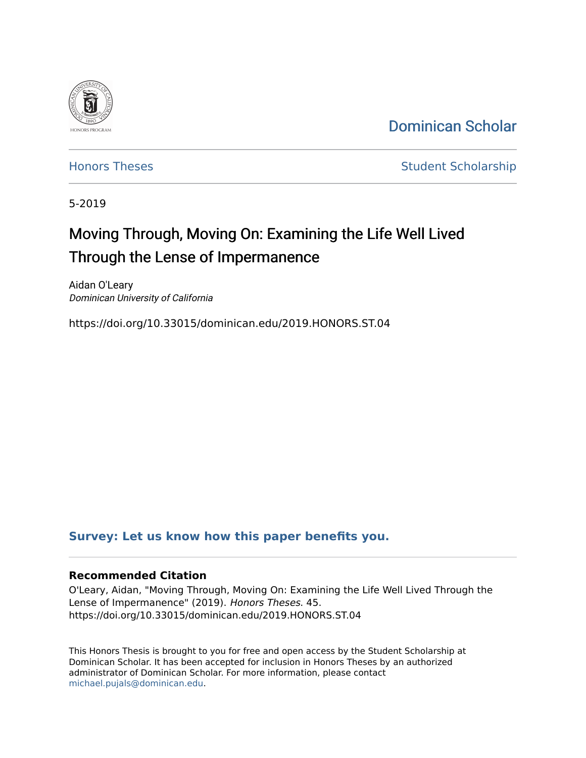Dominican Scholar

Honors Theses

Student Scholarship

5-2019

# Moving Through, Moving On: Examining the Life Well Lived Through the Lense of Impermanence

Aidan O'Leary
*Dominican University of California*

https://doi.org/10.33015/dominican.edu/2019.HONORS.ST.04

**Survey: Let us know how this paper benefits you.**

### Recommended Citation

O'Leary, Aidan, "Moving Through, Moving On: Examining the Life Well Lived Through the Lense of Impermanence" (2019). *Honors Theses*. 45.
https://doi.org/10.33015/dominican.edu/2019.HONORS.ST.04

This Honors Thesis is brought to you for free and open access by the Student Scholarship at Dominican Scholar. It has been accepted for inclusion in Honors Theses by an authorized administrator of Dominican Scholar. For more information, please contact michael.pujals@dominican.edu.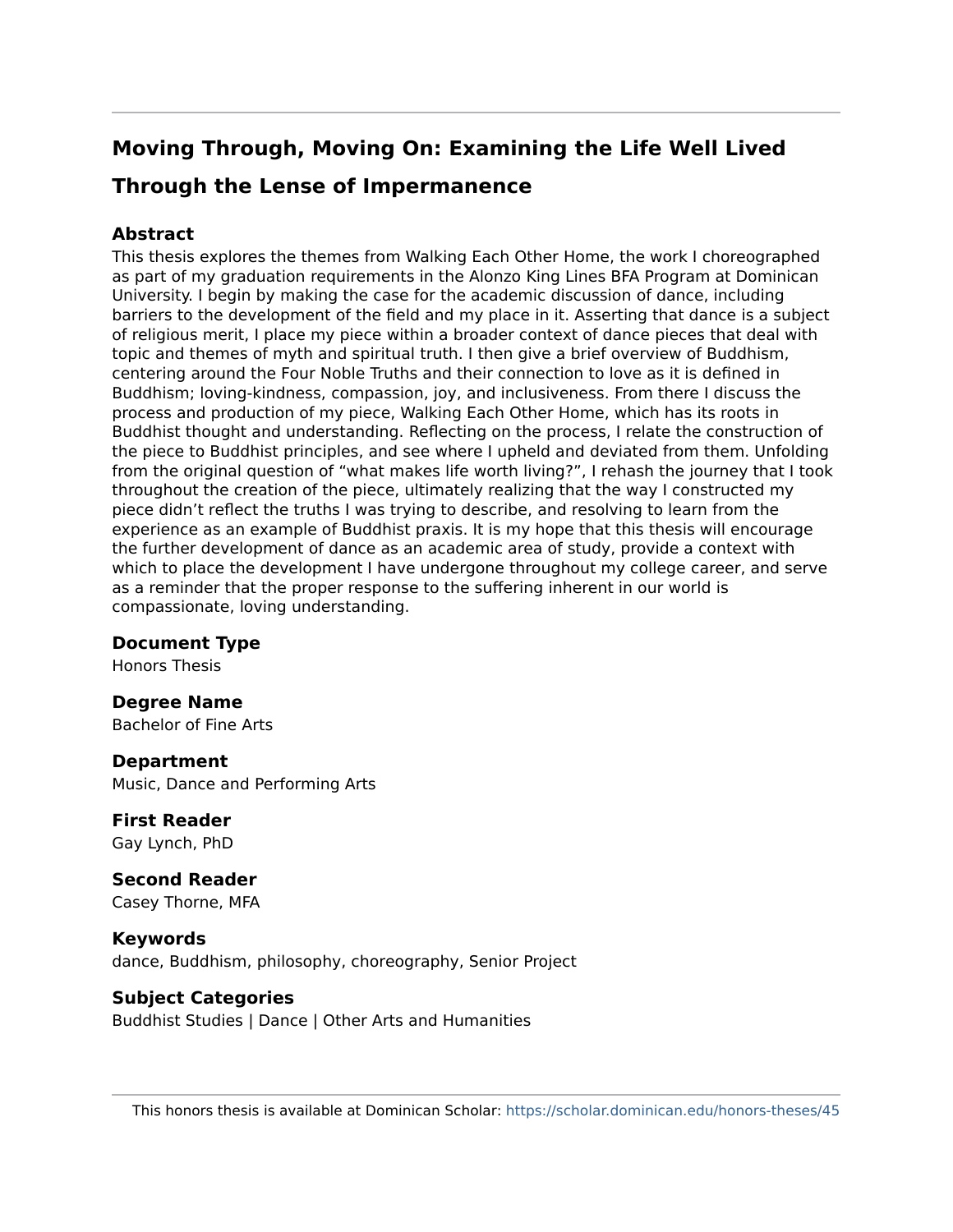# Moving Through, Moving On: Examining the Life Well Lived Through the Lense of Impermanence

## Abstract

This thesis explores the themes from Walking Each Other Home, the work I choreographed as part of my graduation requirements in the Alonzo King Lines BFA Program at Dominican University. I begin by making the case for the academic discussion of dance, including barriers to the development of the field and my place in it. Asserting that dance is a subject of religious merit, I place my piece within a broader context of dance pieces that deal with topic and themes of myth and spiritual truth. I then give a brief overview of Buddhism, centering around the Four Noble Truths and their connection to love as it is defined in Buddhism; loving-kindness, compassion, joy, and inclusiveness. From there I discuss the process and production of my piece, Walking Each Other Home, which has its roots in Buddhist thought and understanding. Reflecting on the process, I relate the construction of the piece to Buddhist principles, and see where I upheld and deviated from them. Unfolding from the original question of “what makes life worth living?”, I rehash the journey that I took throughout the creation of the piece, ultimately realizing that the way I constructed my piece didn’t reflect the truths I was trying to describe, and resolving to learn from the experience as an example of Buddhist praxis. It is my hope that this thesis will encourage the further development of dance as an academic area of study, provide a context with which to place the development I have undergone throughout my college career, and serve as a reminder that the proper response to the suffering inherent in our world is compassionate, loving understanding.

## Document Type

Honors Thesis

## Degree Name

Bachelor of Fine Arts

## Department

Music, Dance and Performing Arts

## First Reader

Gay Lynch, PhD

## Second Reader

Casey Thorne, MFA

## Keywords

dance, Buddhism, philosophy, choreography, Senior Project

## Subject Categories

Buddhist Studies | Dance | Other Arts and Humanities

This honors thesis is available at Dominican Scholar: https://scholar.dominican.edu/honors-theses/45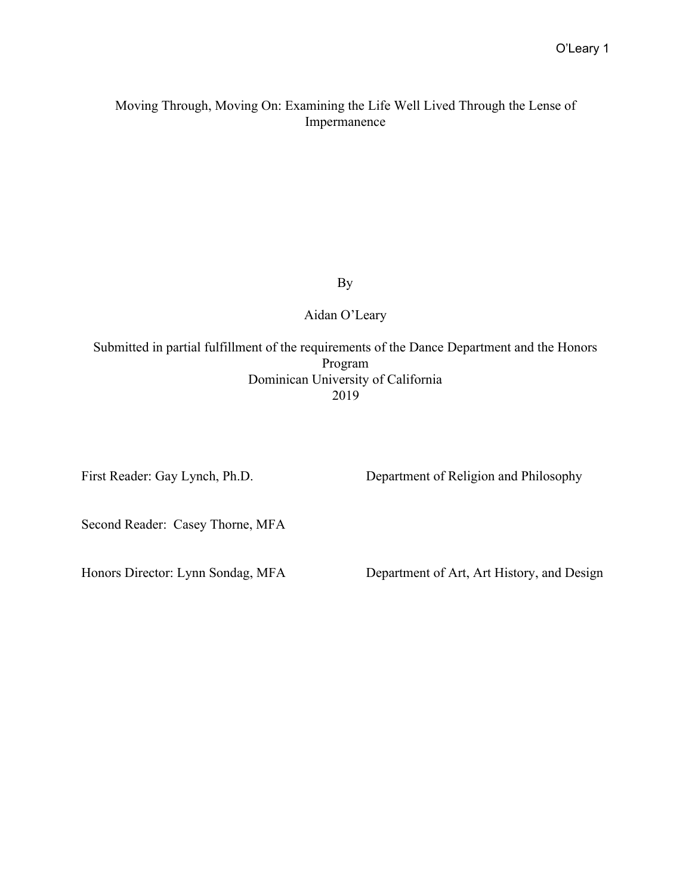# Moving Through, Moving On: Examining the Life Well Lived Through the Lense of Impermanence

By

Aidan O'Leary

Submitted in partial fulfillment of the requirements of the Dance Department and the Honors Program
Dominican University of California
2019

First Reader: Gay Lynch, Ph.D. Department of Religion and Philosophy

Second Reader: Casey Thorne, MFA

Honors Director: Lynn Sondag, MFA Department of Art, Art History, and Design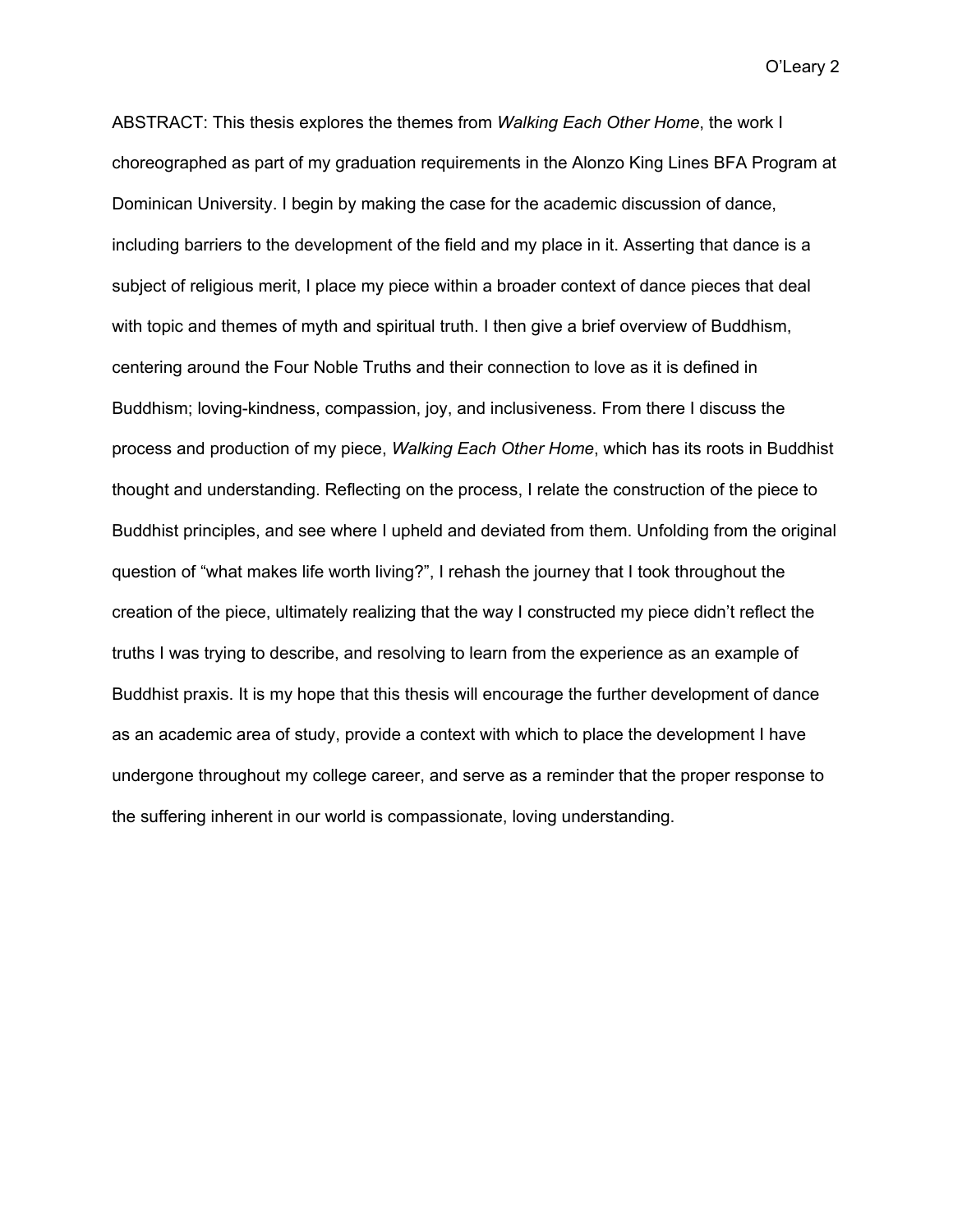ABSTRACT: This thesis explores the themes from *Walking Each Other Home*, the work I choreographed as part of my graduation requirements in the Alonzo King Lines BFA Program at Dominican University. I begin by making the case for the academic discussion of dance, including barriers to the development of the field and my place in it. Asserting that dance is a subject of religious merit, I place my piece within a broader context of dance pieces that deal with topic and themes of myth and spiritual truth. I then give a brief overview of Buddhism, centering around the Four Noble Truths and their connection to love as it is defined in Buddhism; loving-kindness, compassion, joy, and inclusiveness. From there I discuss the process and production of my piece, *Walking Each Other Home*, which has its roots in Buddhist thought and understanding. Reflecting on the process, I relate the construction of the piece to Buddhist principles, and see where I upheld and deviated from them. Unfolding from the original question of "what makes life worth living?", I rehash the journey that I took throughout the creation of the piece, ultimately realizing that the way I constructed my piece didn't reflect the truths I was trying to describe, and resolving to learn from the experience as an example of Buddhist praxis. It is my hope that this thesis will encourage the further development of dance as an academic area of study, provide a context with which to place the development I have undergone throughout my college career, and serve as a reminder that the proper response to the suffering inherent in our world is compassionate, loving understanding.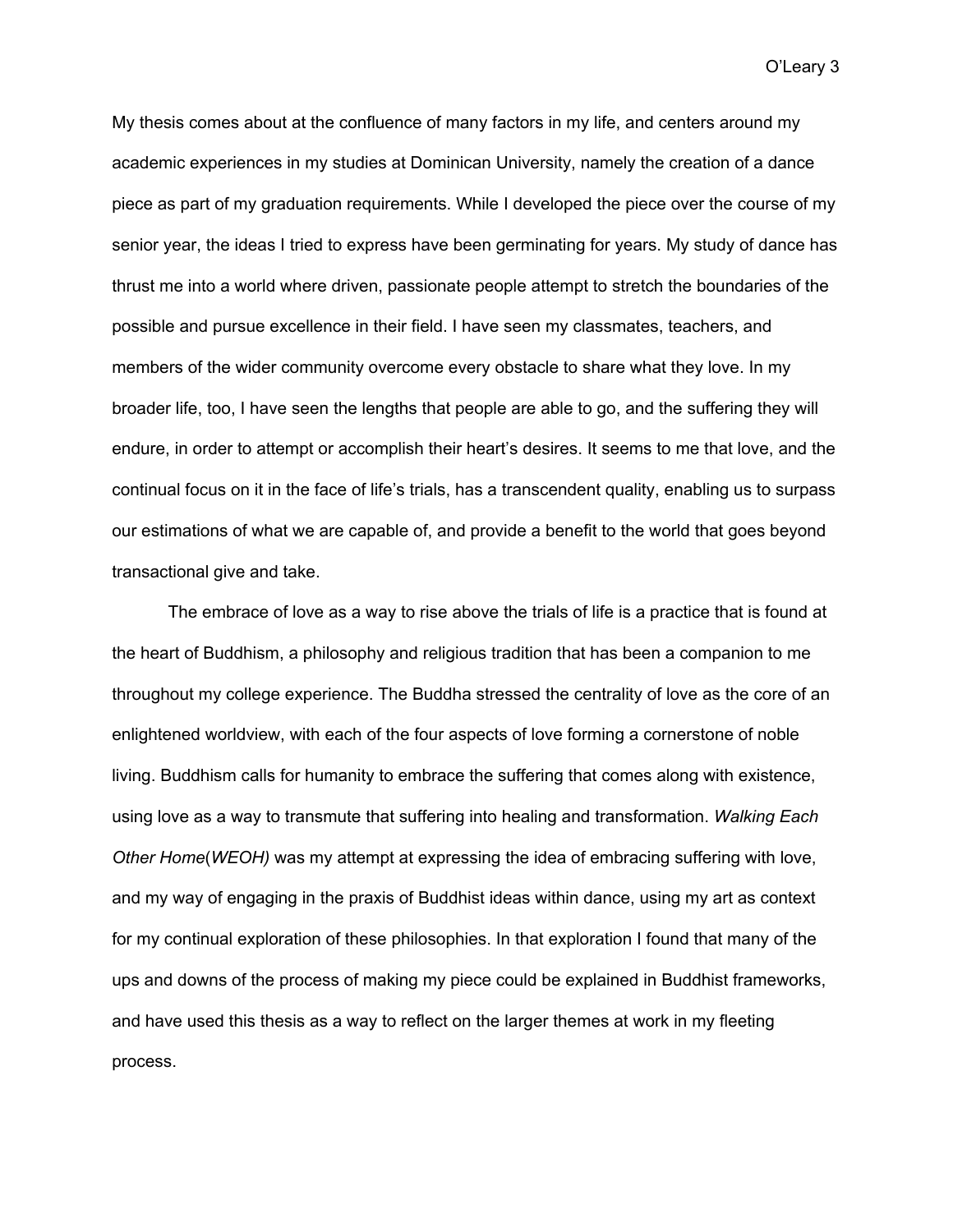My thesis comes about at the confluence of many factors in my life, and centers around my academic experiences in my studies at Dominican University, namely the creation of a dance piece as part of my graduation requirements. While I developed the piece over the course of my senior year, the ideas I tried to express have been germinating for years. My study of dance has thrust me into a world where driven, passionate people attempt to stretch the boundaries of the possible and pursue excellence in their field. I have seen my classmates, teachers, and members of the wider community overcome every obstacle to share what they love. In my broader life, too, I have seen the lengths that people are able to go, and the suffering they will endure, in order to attempt or accomplish their heart's desires. It seems to me that love, and the continual focus on it in the face of life's trials, has a transcendent quality, enabling us to surpass our estimations of what we are capable of, and provide a benefit to the world that goes beyond transactional give and take.

The embrace of love as a way to rise above the trials of life is a practice that is found at the heart of Buddhism, a philosophy and religious tradition that has been a companion to me throughout my college experience. The Buddha stressed the centrality of love as the core of an enlightened worldview, with each of the four aspects of love forming a cornerstone of noble living. Buddhism calls for humanity to embrace the suffering that comes along with existence, using love as a way to transmute that suffering into healing and transformation. *Walking Each Other Home*(*WEOH)* was my attempt at expressing the idea of embracing suffering with love, and my way of engaging in the praxis of Buddhist ideas within dance, using my art as context for my continual exploration of these philosophies. In that exploration I found that many of the ups and downs of the process of making my piece could be explained in Buddhist frameworks, and have used this thesis as a way to reflect on the larger themes at work in my fleeting process.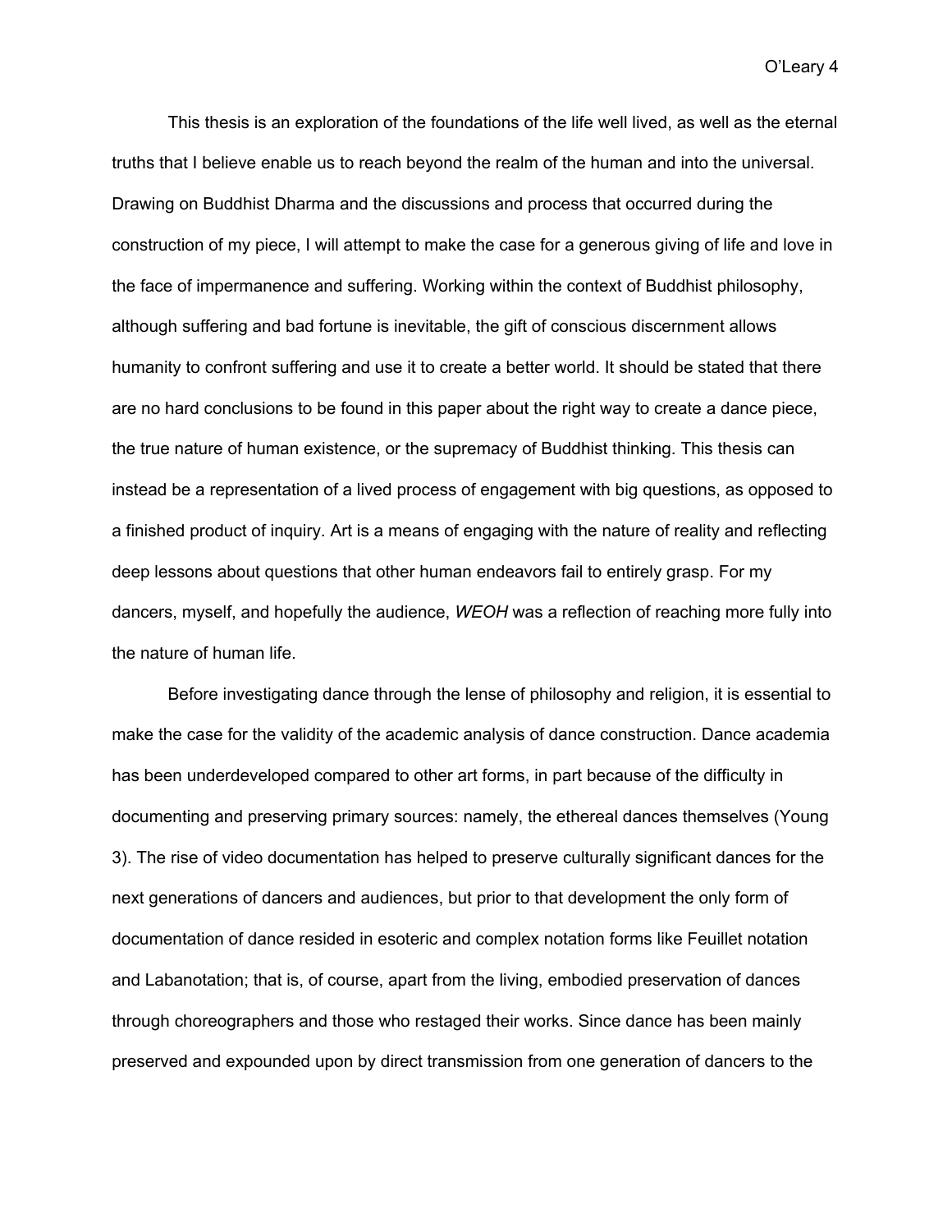This thesis is an exploration of the foundations of the life well lived, as well as the eternal truths that I believe enable us to reach beyond the realm of the human and into the universal. Drawing on Buddhist Dharma and the discussions and process that occurred during the construction of my piece, I will attempt to make the case for a generous giving of life and love in the face of impermanence and suffering. Working within the context of Buddhist philosophy, although suffering and bad fortune is inevitable, the gift of conscious discernment allows humanity to confront suffering and use it to create a better world. It should be stated that there are no hard conclusions to be found in this paper about the right way to create a dance piece, the true nature of human existence, or the supremacy of Buddhist thinking. This thesis can instead be a representation of a lived process of engagement with big questions, as opposed to a finished product of inquiry. Art is a means of engaging with the nature of reality and reflecting deep lessons about questions that other human endeavors fail to entirely grasp. For my dancers, myself, and hopefully the audience, *WEOH* was a reflection of reaching more fully into the nature of human life.

Before investigating dance through the lense of philosophy and religion, it is essential to make the case for the validity of the academic analysis of dance construction. Dance academia has been underdeveloped compared to other art forms, in part because of the difficulty in documenting and preserving primary sources: namely, the ethereal dances themselves (Young 3). The rise of video documentation has helped to preserve culturally significant dances for the next generations of dancers and audiences, but prior to that development the only form of documentation of dance resided in esoteric and complex notation forms like Feuillet notation and Labanotation; that is, of course, apart from the living, embodied preservation of dances through choreographers and those who restaged their works. Since dance has been mainly preserved and expounded upon by direct transmission from one generation of dancers to the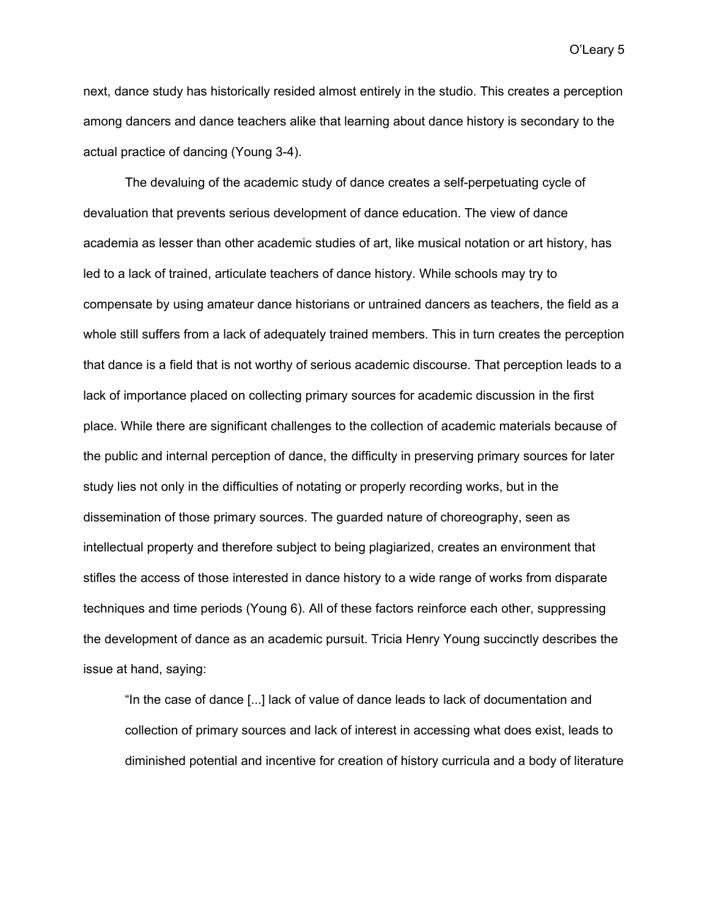next, dance study has historically resided almost entirely in the studio. This creates a perception among dancers and dance teachers alike that learning about dance history is secondary to the actual practice of dancing (Young 3-4).

The devaluing of the academic study of dance creates a self-perpetuating cycle of devaluation that prevents serious development of dance education. The view of dance academia as lesser than other academic studies of art, like musical notation or art history, has led to a lack of trained, articulate teachers of dance history. While schools may try to compensate by using amateur dance historians or untrained dancers as teachers, the field as a whole still suffers from a lack of adequately trained members. This in turn creates the perception that dance is a field that is not worthy of serious academic discourse. That perception leads to a lack of importance placed on collecting primary sources for academic discussion in the first place. While there are significant challenges to the collection of academic materials because of the public and internal perception of dance, the difficulty in preserving primary sources for later study lies not only in the difficulties of notating or properly recording works, but in the dissemination of those primary sources. The guarded nature of choreography, seen as intellectual property and therefore subject to being plagiarized, creates an environment that stifles the access of those interested in dance history to a wide range of works from disparate techniques and time periods (Young 6). All of these factors reinforce each other, suppressing the development of dance as an academic pursuit. Tricia Henry Young succinctly describes the issue at hand, saying:

> "In the case of dance [...] lack of value of dance leads to lack of documentation and collection of primary sources and lack of interest in accessing what does exist, leads to diminished potential and incentive for creation of history curricula and a body of literature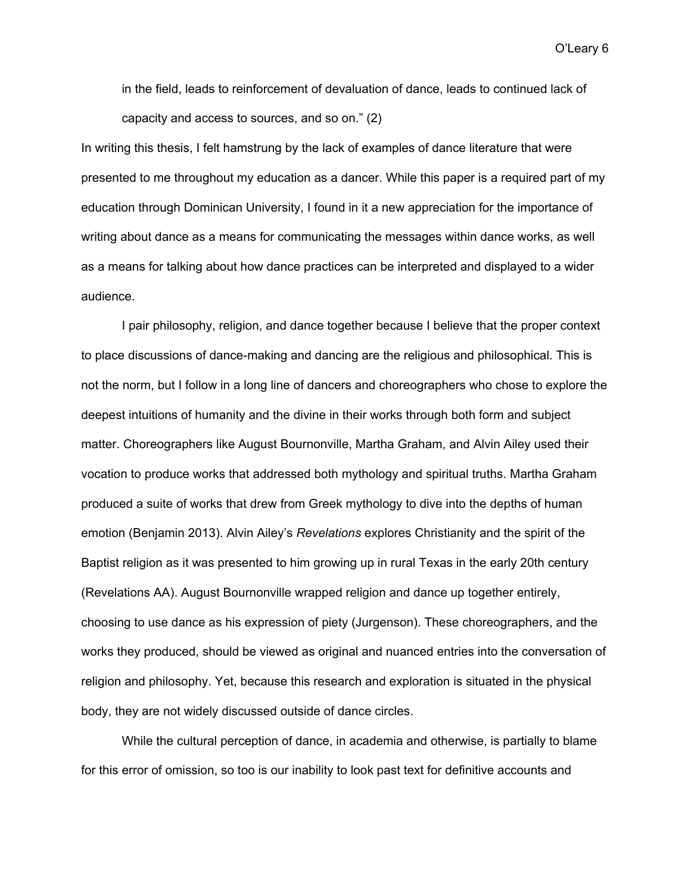in the field, leads to reinforcement of devaluation of dance, leads to continued lack of capacity and access to sources, and so on." (2)

In writing this thesis, I felt hamstrung by the lack of examples of dance literature that were presented to me throughout my education as a dancer. While this paper is a required part of my education through Dominican University, I found in it a new appreciation for the importance of writing about dance as a means for communicating the messages within dance works, as well as a means for talking about how dance practices can be interpreted and displayed to a wider audience.

I pair philosophy, religion, and dance together because I believe that the proper context to place discussions of dance-making and dancing are the religious and philosophical. This is not the norm, but I follow in a long line of dancers and choreographers who chose to explore the deepest intuitions of humanity and the divine in their works through both form and subject matter. Choreographers like August Bournonville, Martha Graham, and Alvin Ailey used their vocation to produce works that addressed both mythology and spiritual truths. Martha Graham produced a suite of works that drew from Greek mythology to dive into the depths of human emotion (Benjamin 2013). Alvin Ailey's *Revelations* explores Christianity and the spirit of the Baptist religion as it was presented to him growing up in rural Texas in the early 20th century (Revelations AA). August Bournonville wrapped religion and dance up together entirely, choosing to use dance as his expression of piety (Jurgenson). These choreographers, and the works they produced, should be viewed as original and nuanced entries into the conversation of religion and philosophy. Yet, because this research and exploration is situated in the physical body, they are not widely discussed outside of dance circles.

While the cultural perception of dance, in academia and otherwise, is partially to blame for this error of omission, so too is our inability to look past text for definitive accounts and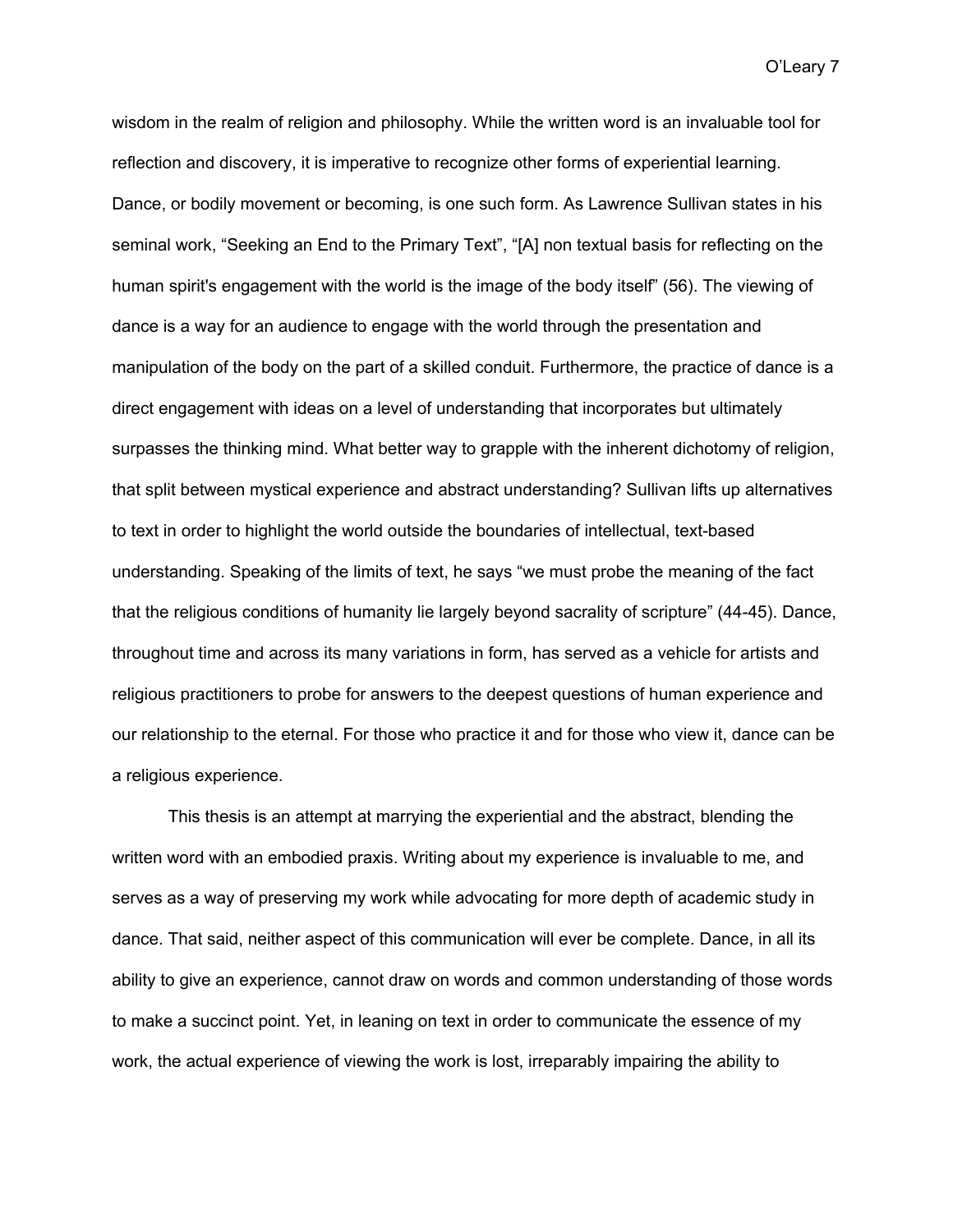wisdom in the realm of religion and philosophy. While the written word is an invaluable tool for reflection and discovery, it is imperative to recognize other forms of experiential learning. Dance, or bodily movement or becoming, is one such form. As Lawrence Sullivan states in his seminal work, "Seeking an End to the Primary Text", "[A] non textual basis for reflecting on the human spirit's engagement with the world is the image of the body itself" (56). The viewing of dance is a way for an audience to engage with the world through the presentation and manipulation of the body on the part of a skilled conduit. Furthermore, the practice of dance is a direct engagement with ideas on a level of understanding that incorporates but ultimately surpasses the thinking mind. What better way to grapple with the inherent dichotomy of religion, that split between mystical experience and abstract understanding? Sullivan lifts up alternatives to text in order to highlight the world outside the boundaries of intellectual, text-based understanding. Speaking of the limits of text, he says "we must probe the meaning of the fact that the religious conditions of humanity lie largely beyond sacrality of scripture" (44-45). Dance, throughout time and across its many variations in form, has served as a vehicle for artists and religious practitioners to probe for answers to the deepest questions of human experience and our relationship to the eternal. For those who practice it and for those who view it, dance can be a religious experience.

This thesis is an attempt at marrying the experiential and the abstract, blending the written word with an embodied praxis. Writing about my experience is invaluable to me, and serves as a way of preserving my work while advocating for more depth of academic study in dance. That said, neither aspect of this communication will ever be complete. Dance, in all its ability to give an experience, cannot draw on words and common understanding of those words to make a succinct point. Yet, in leaning on text in order to communicate the essence of my work, the actual experience of viewing the work is lost, irreparably impairing the ability to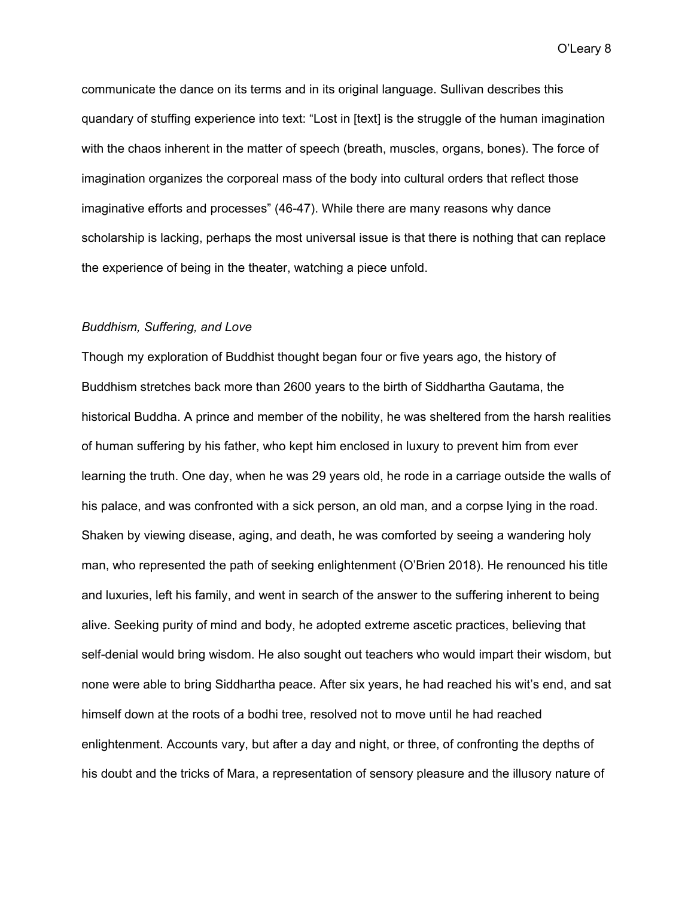communicate the dance on its terms and in its original language. Sullivan describes this quandary of stuffing experience into text: “Lost in [text] is the struggle of the human imagination with the chaos inherent in the matter of speech (breath, muscles, organs, bones). The force of imagination organizes the corporeal mass of the body into cultural orders that reflect those imaginative efforts and processes” (46-47). While there are many reasons why dance scholarship is lacking, perhaps the most universal issue is that there is nothing that can replace the experience of being in the theater, watching a piece unfold.

*Buddhism, Suffering, and Love*

Though my exploration of Buddhist thought began four or five years ago, the history of Buddhism stretches back more than 2600 years to the birth of Siddhartha Gautama, the historical Buddha. A prince and member of the nobility, he was sheltered from the harsh realities of human suffering by his father, who kept him enclosed in luxury to prevent him from ever learning the truth. One day, when he was 29 years old, he rode in a carriage outside the walls of his palace, and was confronted with a sick person, an old man, and a corpse lying in the road. Shaken by viewing disease, aging, and death, he was comforted by seeing a wandering holy man, who represented the path of seeking enlightenment (O’Brien 2018). He renounced his title and luxuries, left his family, and went in search of the answer to the suffering inherent to being alive. Seeking purity of mind and body, he adopted extreme ascetic practices, believing that self-denial would bring wisdom. He also sought out teachers who would impart their wisdom, but none were able to bring Siddhartha peace. After six years, he had reached his wit’s end, and sat himself down at the roots of a bodhi tree, resolved not to move until he had reached enlightenment. Accounts vary, but after a day and night, or three, of confronting the depths of his doubt and the tricks of Mara, a representation of sensory pleasure and the illusory nature of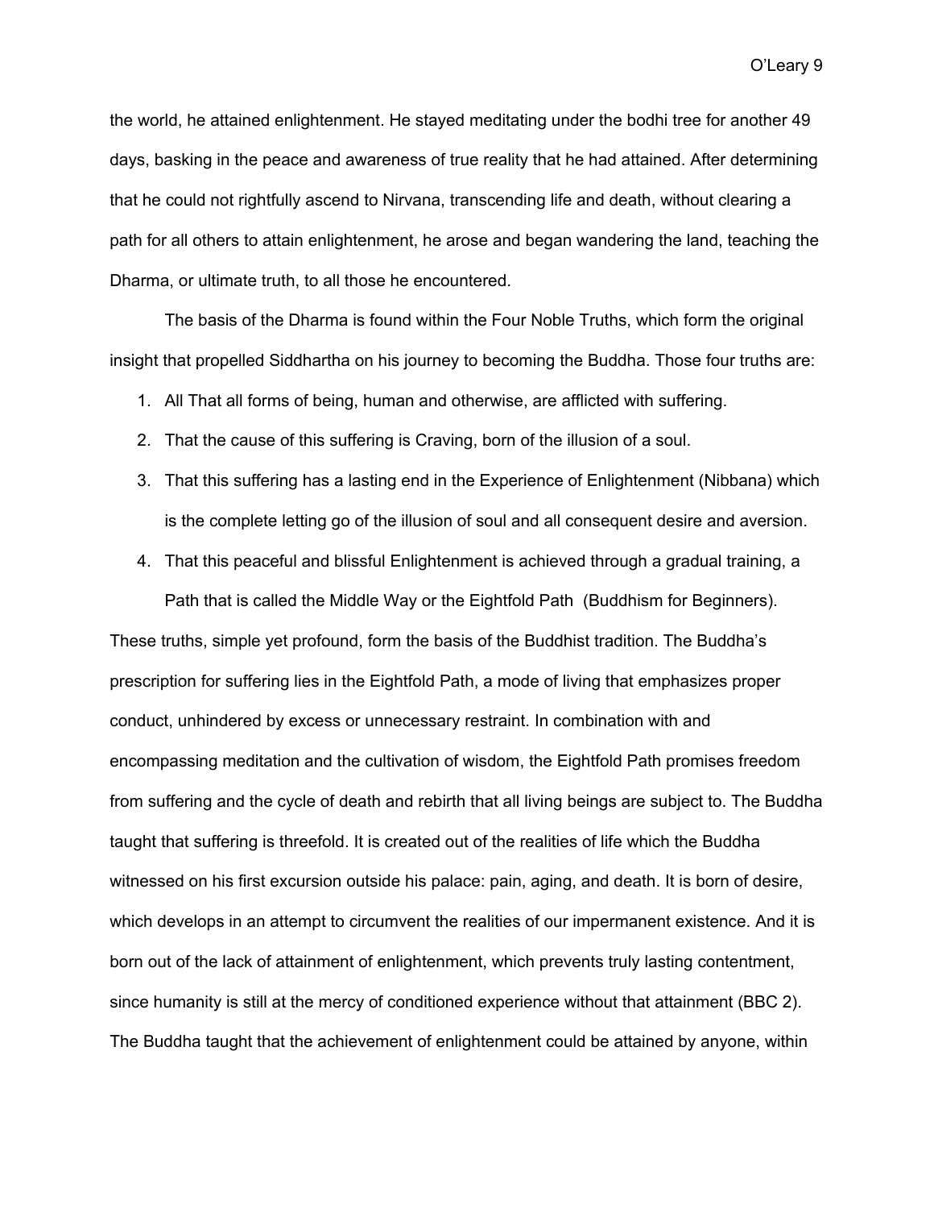the world, he attained enlightenment. He stayed meditating under the bodhi tree for another 49 days, basking in the peace and awareness of true reality that he had attained. After determining that he could not rightfully ascend to Nirvana, transcending life and death, without clearing a path for all others to attain enlightenment, he arose and began wandering the land, teaching the Dharma, or ultimate truth, to all those he encountered.

The basis of the Dharma is found within the Four Noble Truths, which form the original insight that propelled Siddhartha on his journey to becoming the Buddha. Those four truths are:

1. All That all forms of being, human and otherwise, are afflicted with suffering.
2. That the cause of this suffering is Craving, born of the illusion of a soul.
3. That this suffering has a lasting end in the Experience of Enlightenment (Nibbana) which is the complete letting go of the illusion of soul and all consequent desire and aversion.
4. That this peaceful and blissful Enlightenment is achieved through a gradual training, a Path that is called the Middle Way or the Eightfold Path (Buddhism for Beginners).

These truths, simple yet profound, form the basis of the Buddhist tradition. The Buddha's prescription for suffering lies in the Eightfold Path, a mode of living that emphasizes proper conduct, unhindered by excess or unnecessary restraint. In combination with and encompassing meditation and the cultivation of wisdom, the Eightfold Path promises freedom from suffering and the cycle of death and rebirth that all living beings are subject to. The Buddha taught that suffering is threefold. It is created out of the realities of life which the Buddha witnessed on his first excursion outside his palace: pain, aging, and death. It is born of desire, which develops in an attempt to circumvent the realities of our impermanent existence. And it is born out of the lack of attainment of enlightenment, which prevents truly lasting contentment, since humanity is still at the mercy of conditioned experience without that attainment (BBC 2). The Buddha taught that the achievement of enlightenment could be attained by anyone, within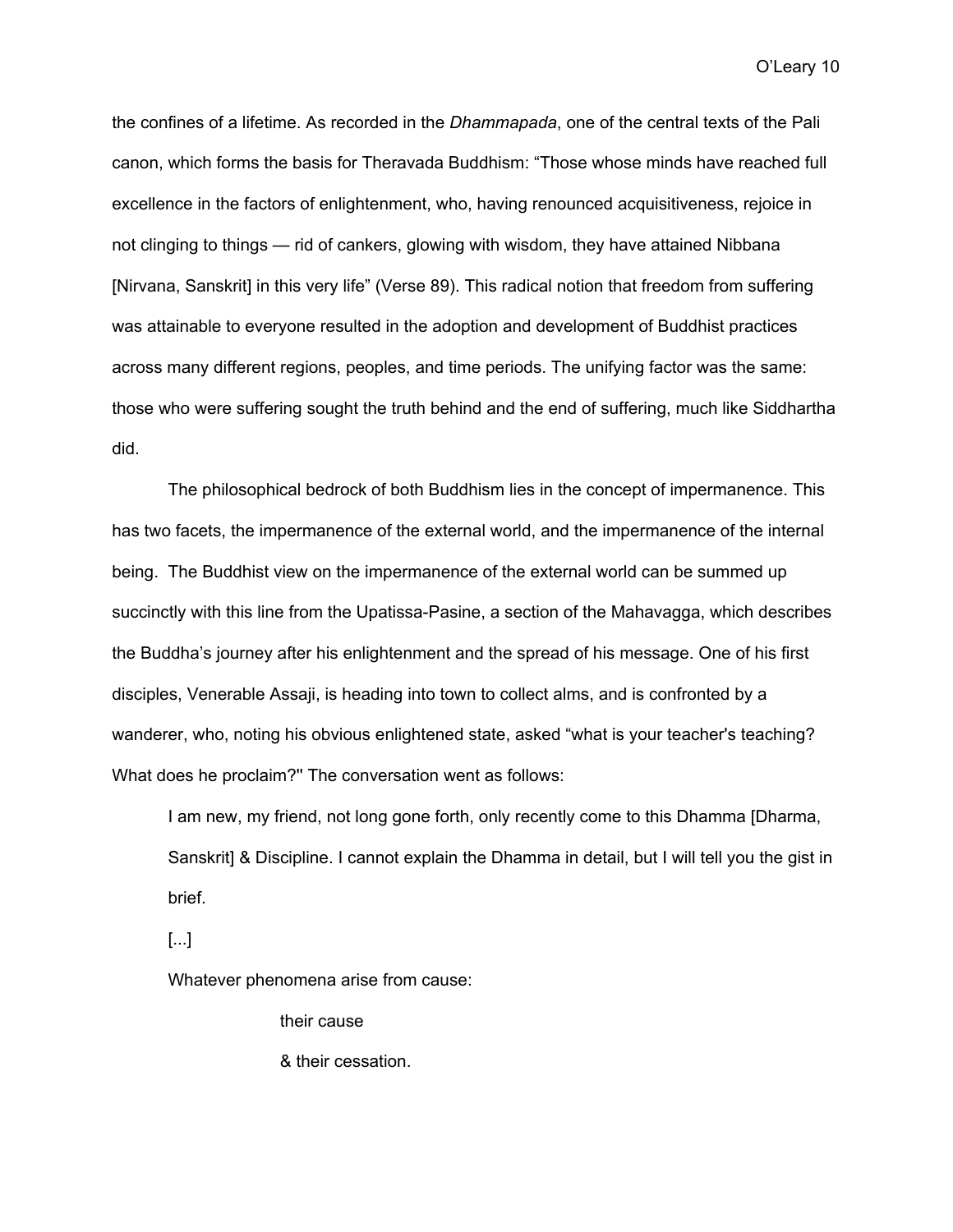the confines of a lifetime. As recorded in the *Dhammapada*, one of the central texts of the Pali canon, which forms the basis for Theravada Buddhism: "Those whose minds have reached full excellence in the factors of enlightenment, who, having renounced acquisitiveness, rejoice in not clinging to things — rid of cankers, glowing with wisdom, they have attained Nibbana [Nirvana, Sanskrit] in this very life" (Verse 89). This radical notion that freedom from suffering was attainable to everyone resulted in the adoption and development of Buddhist practices across many different regions, peoples, and time periods. The unifying factor was the same: those who were suffering sought the truth behind and the end of suffering, much like Siddhartha did.

The philosophical bedrock of both Buddhism lies in the concept of impermanence. This has two facets, the impermanence of the external world, and the impermanence of the internal being. The Buddhist view on the impermanence of the external world can be summed up succinctly with this line from the Upatissa-Pasine, a section of the Mahavagga, which describes the Buddha's journey after his enlightenment and the spread of his message. One of his first disciples, Venerable Assaji, is heading into town to collect alms, and is confronted by a wanderer, who, noting his obvious enlightened state, asked "what is your teacher's teaching? What does he proclaim?" The conversation went as follows:

> I am new, my friend, not long gone forth, only recently come to this Dhamma [Dharma, Sanskrit] & Discipline. I cannot explain the Dhamma in detail, but I will tell you the gist in brief.
>
> [...]
>
> Whatever phenomena arise from cause:
>
> their cause
>
> & their cessation.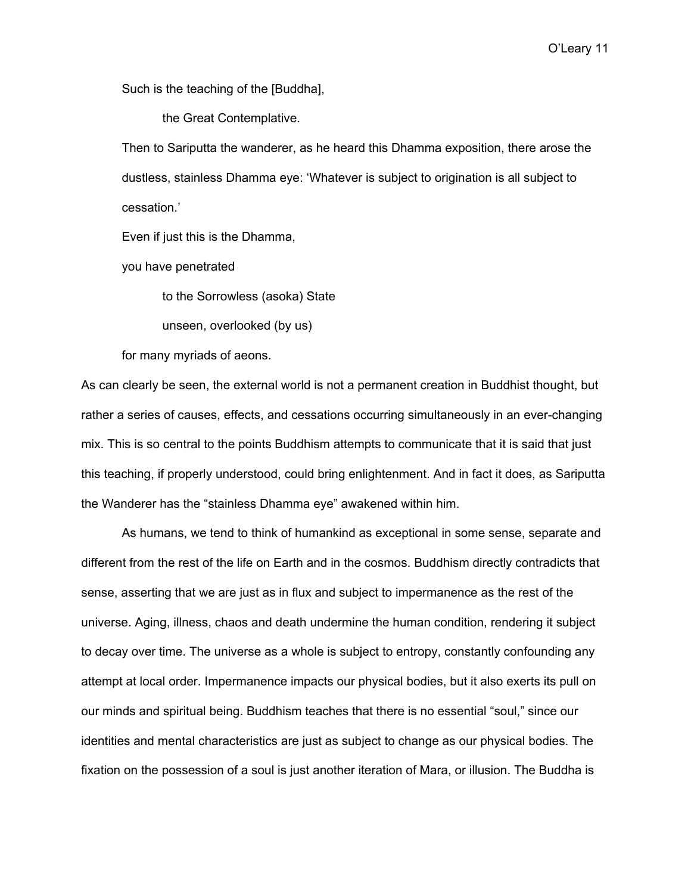> Such is the teaching of the [Buddha],
>
> > the Great Contemplative.
>
> Then to Sariputta the wanderer, as he heard this Dhamma exposition, there arose the dustless, stainless Dhamma eye: ‘Whatever is subject to origination is all subject to cessation.’
>
> Even if just this is the Dhamma,
>
> you have penetrated
>
> > to the Sorrowless (asoka) State
> >
> > unseen, overlooked (by us)
>
> for many myriads of aeons.

As can clearly be seen, the external world is not a permanent creation in Buddhist thought, but rather a series of causes, effects, and cessations occurring simultaneously in an ever-changing mix. This is so central to the points Buddhism attempts to communicate that it is said that just this teaching, if properly understood, could bring enlightenment. And in fact it does, as Sariputta the Wanderer has the “stainless Dhamma eye” awakened within him.

As humans, we tend to think of humankind as exceptional in some sense, separate and different from the rest of the life on Earth and in the cosmos. Buddhism directly contradicts that sense, asserting that we are just as in flux and subject to impermanence as the rest of the universe. Aging, illness, chaos and death undermine the human condition, rendering it subject to decay over time. The universe as a whole is subject to entropy, constantly confounding any attempt at local order. Impermanence impacts our physical bodies, but it also exerts its pull on our minds and spiritual being. Buddhism teaches that there is no essential “soul,” since our identities and mental characteristics are just as subject to change as our physical bodies. The fixation on the possession of a soul is just another iteration of Mara, or illusion. The Buddha is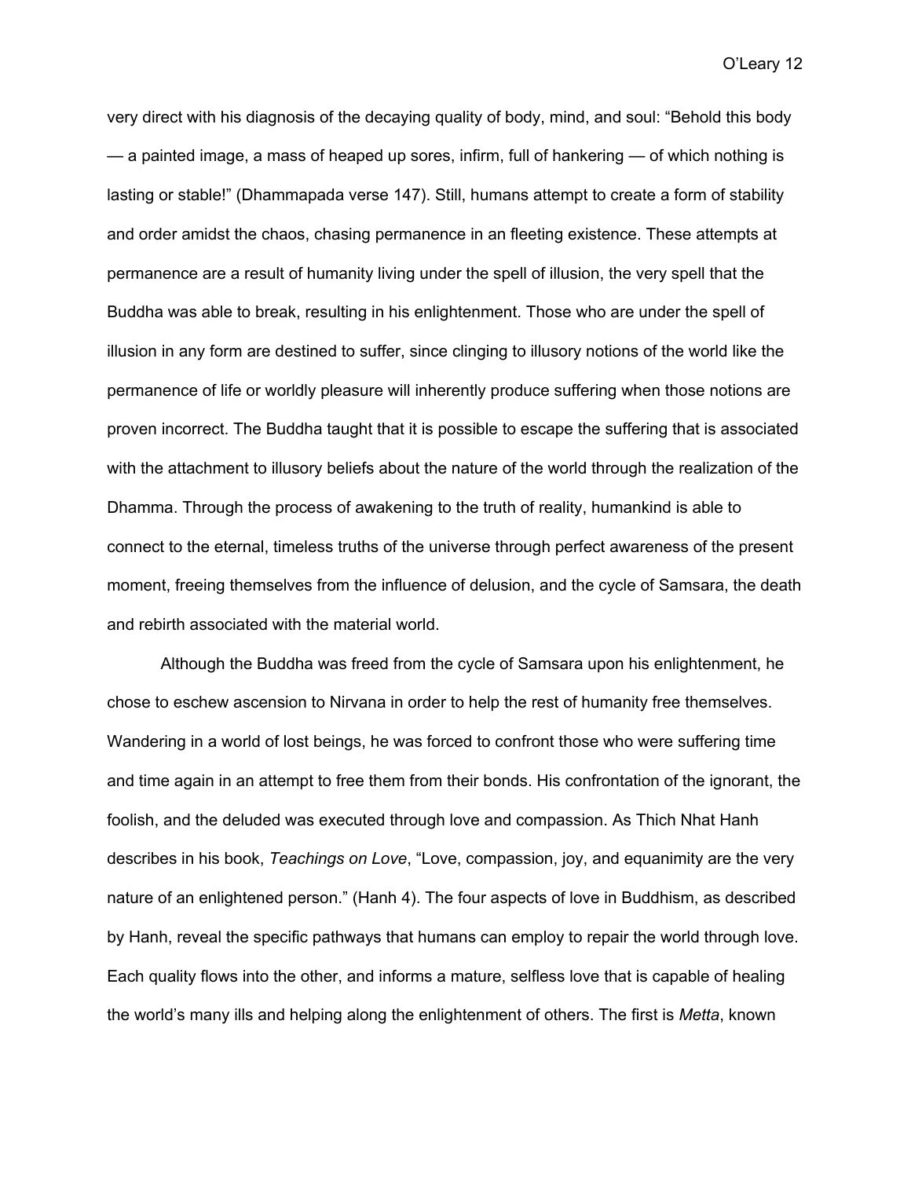very direct with his diagnosis of the decaying quality of body, mind, and soul: “Behold this body — a painted image, a mass of heaped up sores, infirm, full of hankering — of which nothing is lasting or stable!” (Dhammapada verse 147). Still, humans attempt to create a form of stability and order amidst the chaos, chasing permanence in an fleeting existence. These attempts at permanence are a result of humanity living under the spell of illusion, the very spell that the Buddha was able to break, resulting in his enlightenment. Those who are under the spell of illusion in any form are destined to suffer, since clinging to illusory notions of the world like the permanence of life or worldly pleasure will inherently produce suffering when those notions are proven incorrect. The Buddha taught that it is possible to escape the suffering that is associated with the attachment to illusory beliefs about the nature of the world through the realization of the Dhamma. Through the process of awakening to the truth of reality, humankind is able to connect to the eternal, timeless truths of the universe through perfect awareness of the present moment, freeing themselves from the influence of delusion, and the cycle of Samsara, the death and rebirth associated with the material world.

Although the Buddha was freed from the cycle of Samsara upon his enlightenment, he chose to eschew ascension to Nirvana in order to help the rest of humanity free themselves. Wandering in a world of lost beings, he was forced to confront those who were suffering time and time again in an attempt to free them from their bonds. His confrontation of the ignorant, the foolish, and the deluded was executed through love and compassion. As Thich Nhat Hanh describes in his book, *Teachings on Love*, “Love, compassion, joy, and equanimity are the very nature of an enlightened person.” (Hanh 4). The four aspects of love in Buddhism, as described by Hanh, reveal the specific pathways that humans can employ to repair the world through love. Each quality flows into the other, and informs a mature, selfless love that is capable of healing the world’s many ills and helping along the enlightenment of others. The first is *Metta*, known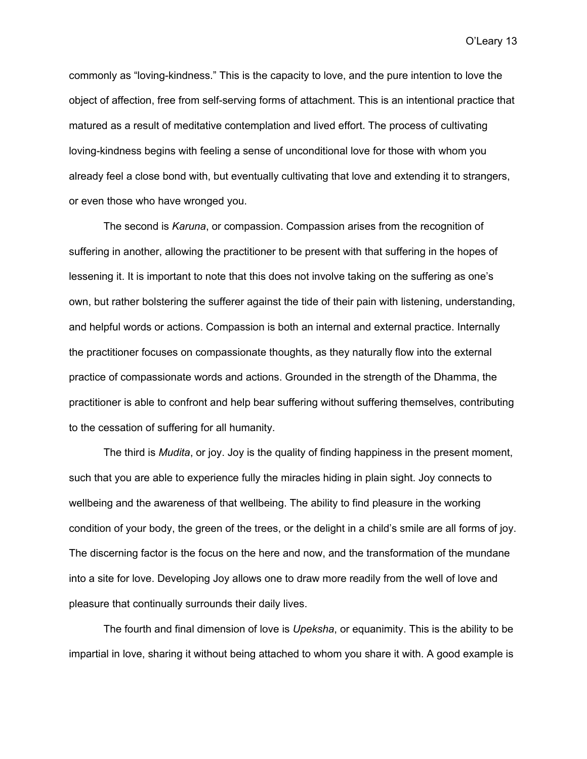commonly as “loving-kindness.” This is the capacity to love, and the pure intention to love the object of affection, free from self-serving forms of attachment. This is an intentional practice that matured as a result of meditative contemplation and lived effort. The process of cultivating loving-kindness begins with feeling a sense of unconditional love for those with whom you already feel a close bond with, but eventually cultivating that love and extending it to strangers, or even those who have wronged you.

The second is *Karuna*, or compassion. Compassion arises from the recognition of suffering in another, allowing the practitioner to be present with that suffering in the hopes of lessening it. It is important to note that this does not involve taking on the suffering as one’s own, but rather bolstering the sufferer against the tide of their pain with listening, understanding, and helpful words or actions. Compassion is both an internal and external practice. Internally the practitioner focuses on compassionate thoughts, as they naturally flow into the external practice of compassionate words and actions. Grounded in the strength of the Dhamma, the practitioner is able to confront and help bear suffering without suffering themselves, contributing to the cessation of suffering for all humanity.

The third is *Mudita*, or joy. Joy is the quality of finding happiness in the present moment, such that you are able to experience fully the miracles hiding in plain sight. Joy connects to wellbeing and the awareness of that wellbeing. The ability to find pleasure in the working condition of your body, the green of the trees, or the delight in a child’s smile are all forms of joy. The discerning factor is the focus on the here and now, and the transformation of the mundane into a site for love. Developing Joy allows one to draw more readily from the well of love and pleasure that continually surrounds their daily lives.

The fourth and final dimension of love is *Upeksha*, or equanimity. This is the ability to be impartial in love, sharing it without being attached to whom you share it with. A good example is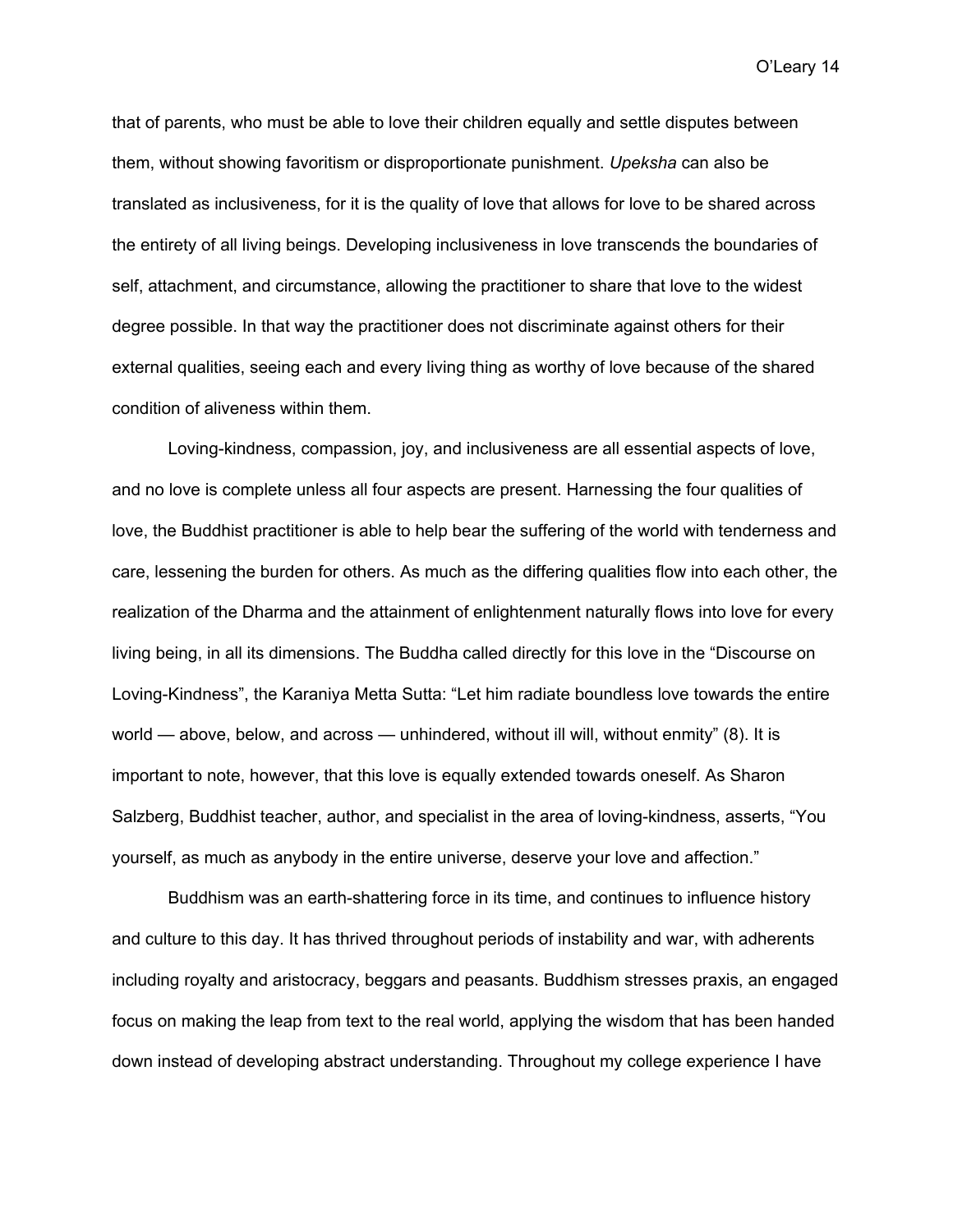that of parents, who must be able to love their children equally and settle disputes between them, without showing favoritism or disproportionate punishment. *Upeksha* can also be translated as inclusiveness, for it is the quality of love that allows for love to be shared across the entirety of all living beings. Developing inclusiveness in love transcends the boundaries of self, attachment, and circumstance, allowing the practitioner to share that love to the widest degree possible. In that way the practitioner does not discriminate against others for their external qualities, seeing each and every living thing as worthy of love because of the shared condition of aliveness within them.

Loving-kindness, compassion, joy, and inclusiveness are all essential aspects of love, and no love is complete unless all four aspects are present. Harnessing the four qualities of love, the Buddhist practitioner is able to help bear the suffering of the world with tenderness and care, lessening the burden for others. As much as the differing qualities flow into each other, the realization of the Dharma and the attainment of enlightenment naturally flows into love for every living being, in all its dimensions. The Buddha called directly for this love in the “Discourse on Loving-Kindness”, the Karaniya Metta Sutta: “Let him radiate boundless love towards the entire world — above, below, and across — unhindered, without ill will, without enmity” (8). It is important to note, however, that this love is equally extended towards oneself. As Sharon Salzberg, Buddhist teacher, author, and specialist in the area of loving-kindness, asserts, “You yourself, as much as anybody in the entire universe, deserve your love and affection.”

Buddhism was an earth-shattering force in its time, and continues to influence history and culture to this day. It has thrived throughout periods of instability and war, with adherents including royalty and aristocracy, beggars and peasants. Buddhism stresses praxis, an engaged focus on making the leap from text to the real world, applying the wisdom that has been handed down instead of developing abstract understanding. Throughout my college experience I have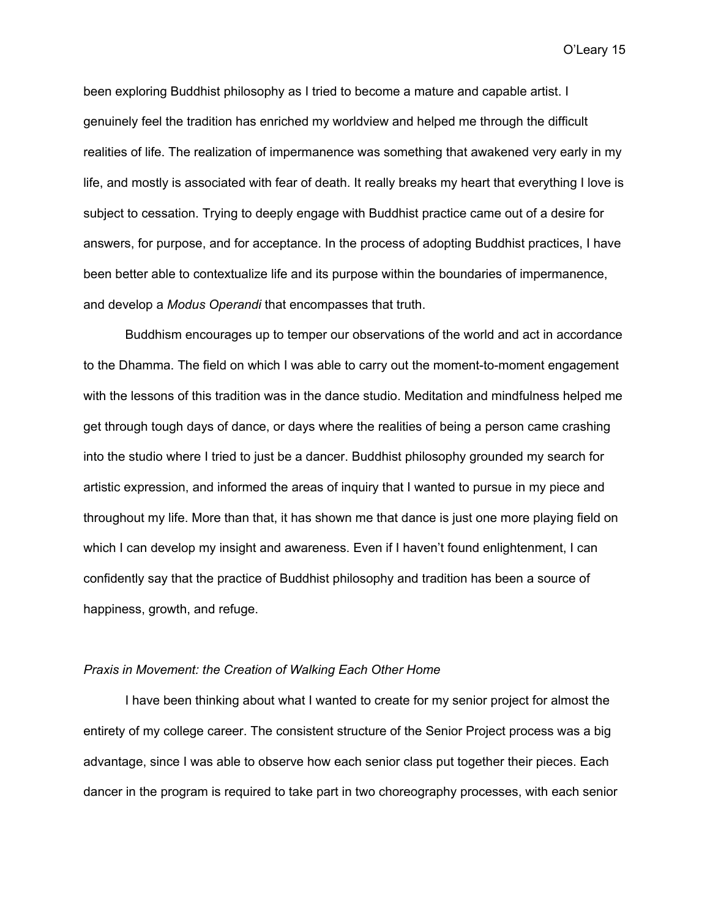been exploring Buddhist philosophy as I tried to become a mature and capable artist. I genuinely feel the tradition has enriched my worldview and helped me through the difficult realities of life. The realization of impermanence was something that awakened very early in my life, and mostly is associated with fear of death. It really breaks my heart that everything I love is subject to cessation. Trying to deeply engage with Buddhist practice came out of a desire for answers, for purpose, and for acceptance. In the process of adopting Buddhist practices, I have been better able to contextualize life and its purpose within the boundaries of impermanence, and develop a *Modus Operandi* that encompasses that truth.

Buddhism encourages up to temper our observations of the world and act in accordance to the Dhamma. The field on which I was able to carry out the moment-to-moment engagement with the lessons of this tradition was in the dance studio. Meditation and mindfulness helped me get through tough days of dance, or days where the realities of being a person came crashing into the studio where I tried to just be a dancer. Buddhist philosophy grounded my search for artistic expression, and informed the areas of inquiry that I wanted to pursue in my piece and throughout my life. More than that, it has shown me that dance is just one more playing field on which I can develop my insight and awareness. Even if I haven't found enlightenment, I can confidently say that the practice of Buddhist philosophy and tradition has been a source of happiness, growth, and refuge.

### *Praxis in Movement: the Creation of Walking Each Other Home*

I have been thinking about what I wanted to create for my senior project for almost the entirety of my college career. The consistent structure of the Senior Project process was a big advantage, since I was able to observe how each senior class put together their pieces. Each dancer in the program is required to take part in two choreography processes, with each senior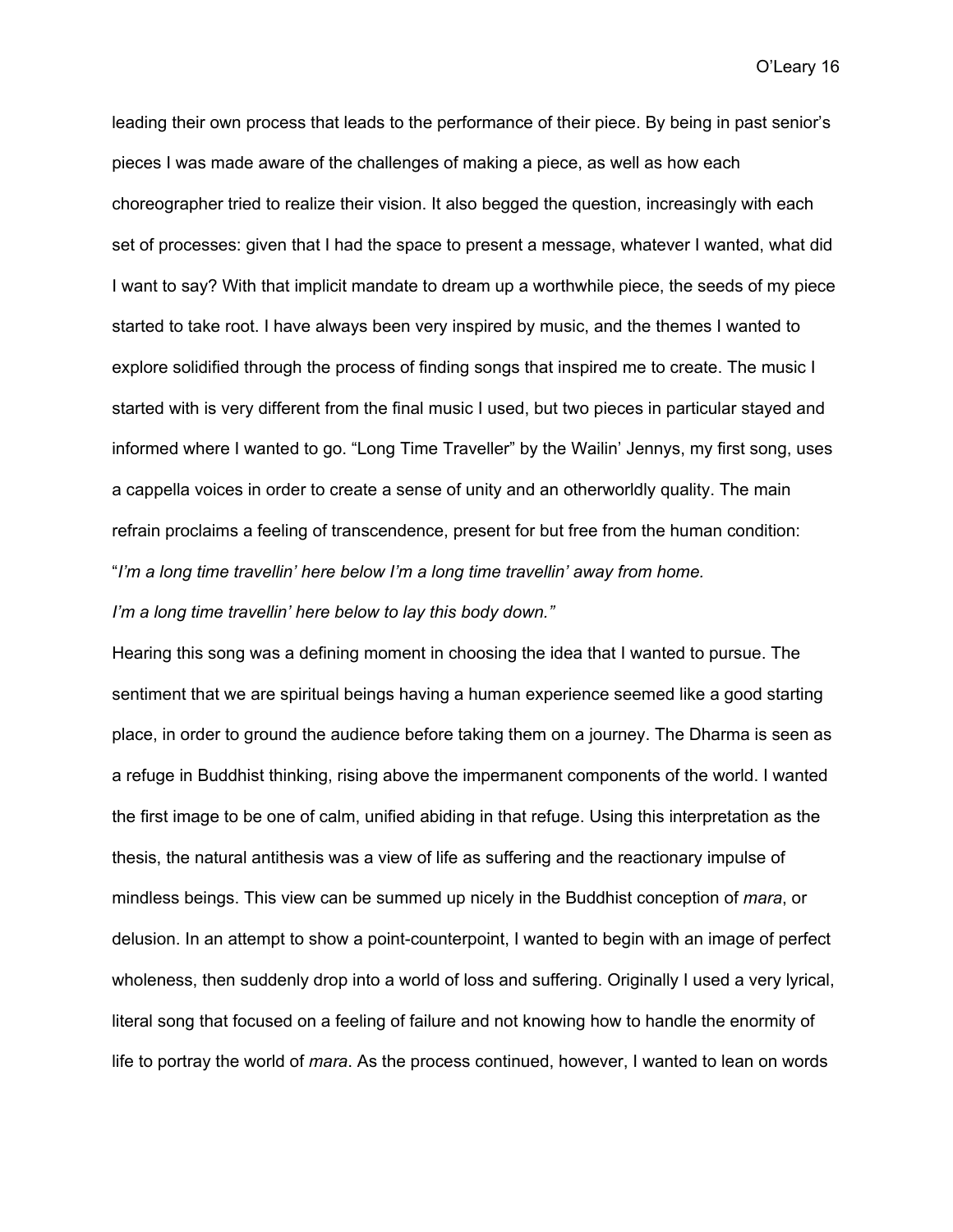leading their own process that leads to the performance of their piece. By being in past senior's pieces I was made aware of the challenges of making a piece, as well as how each choreographer tried to realize their vision. It also begged the question, increasingly with each set of processes: given that I had the space to present a message, whatever I wanted, what did I want to say? With that implicit mandate to dream up a worthwhile piece, the seeds of my piece started to take root. I have always been very inspired by music, and the themes I wanted to explore solidified through the process of finding songs that inspired me to create. The music I started with is very different from the final music I used, but two pieces in particular stayed and informed where I wanted to go. "Long Time Traveller" by the Wailin' Jennys, my first song, uses a cappella voices in order to create a sense of unity and an otherworldly quality. The main refrain proclaims a feeling of transcendence, present for but free from the human condition:

"*I'm a long time travellin' here below I'm a long time travellin' away from home.*

*I'm a long time travellin' here below to lay this body down."*

Hearing this song was a defining moment in choosing the idea that I wanted to pursue. The sentiment that we are spiritual beings having a human experience seemed like a good starting place, in order to ground the audience before taking them on a journey. The Dharma is seen as a refuge in Buddhist thinking, rising above the impermanent components of the world. I wanted the first image to be one of calm, unified abiding in that refuge. Using this interpretation as the thesis, the natural antithesis was a view of life as suffering and the reactionary impulse of mindless beings. This view can be summed up nicely in the Buddhist conception of *mara*, or delusion. In an attempt to show a point-counterpoint, I wanted to begin with an image of perfect wholeness, then suddenly drop into a world of loss and suffering. Originally I used a very lyrical, literal song that focused on a feeling of failure and not knowing how to handle the enormity of life to portray the world of *mara*. As the process continued, however, I wanted to lean on words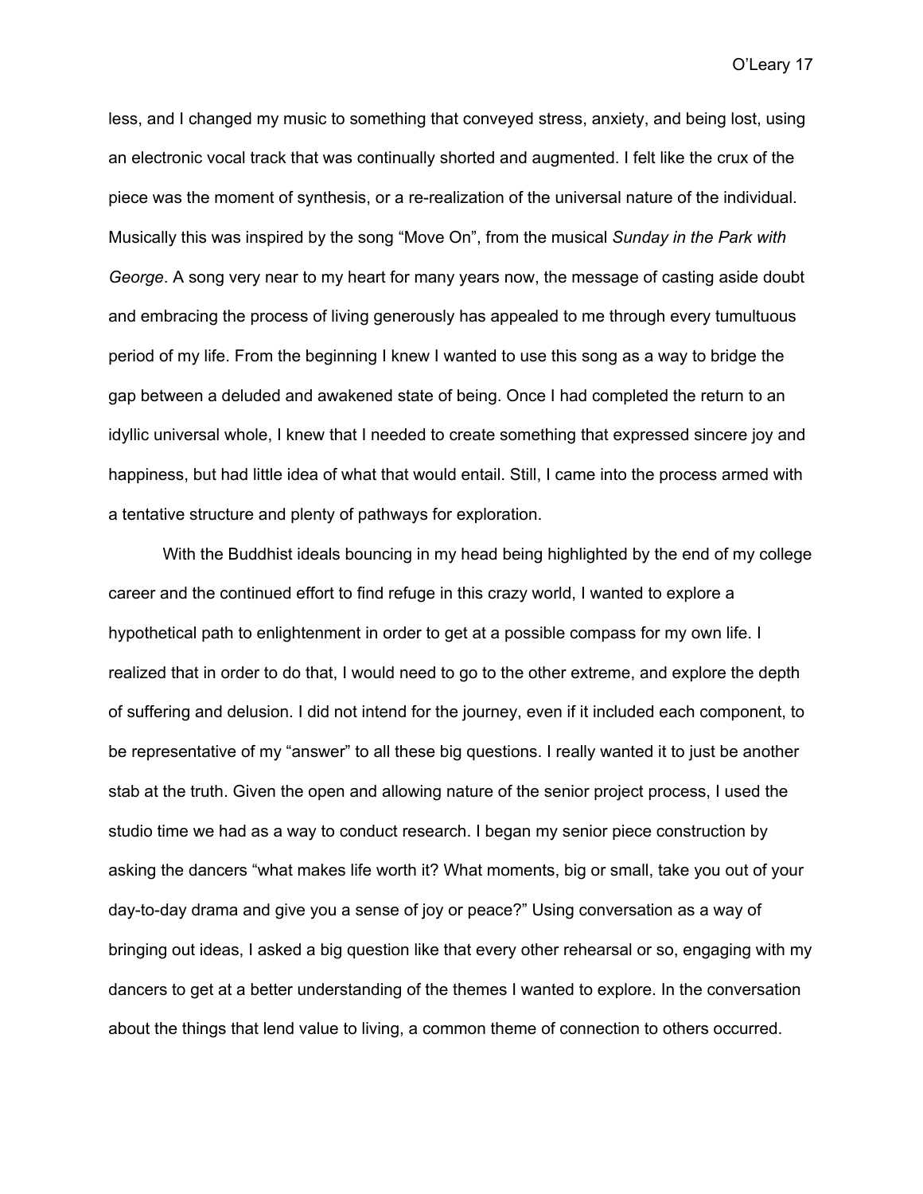less, and I changed my music to something that conveyed stress, anxiety, and being lost, using an electronic vocal track that was continually shorted and augmented. I felt like the crux of the piece was the moment of synthesis, or a re-realization of the universal nature of the individual. Musically this was inspired by the song “Move On”, from the musical *Sunday in the Park with George*. A song very near to my heart for many years now, the message of casting aside doubt and embracing the process of living generously has appealed to me through every tumultuous period of my life. From the beginning I knew I wanted to use this song as a way to bridge the gap between a deluded and awakened state of being. Once I had completed the return to an idyllic universal whole, I knew that I needed to create something that expressed sincere joy and happiness, but had little idea of what that would entail. Still, I came into the process armed with a tentative structure and plenty of pathways for exploration.

With the Buddhist ideals bouncing in my head being highlighted by the end of my college career and the continued effort to find refuge in this crazy world, I wanted to explore a hypothetical path to enlightenment in order to get at a possible compass for my own life. I realized that in order to do that, I would need to go to the other extreme, and explore the depth of suffering and delusion. I did not intend for the journey, even if it included each component, to be representative of my “answer” to all these big questions. I really wanted it to just be another stab at the truth. Given the open and allowing nature of the senior project process, I used the studio time we had as a way to conduct research. I began my senior piece construction by asking the dancers “what makes life worth it? What moments, big or small, take you out of your day-to-day drama and give you a sense of joy or peace?” Using conversation as a way of bringing out ideas, I asked a big question like that every other rehearsal or so, engaging with my dancers to get at a better understanding of the themes I wanted to explore. In the conversation about the things that lend value to living, a common theme of connection to others occurred.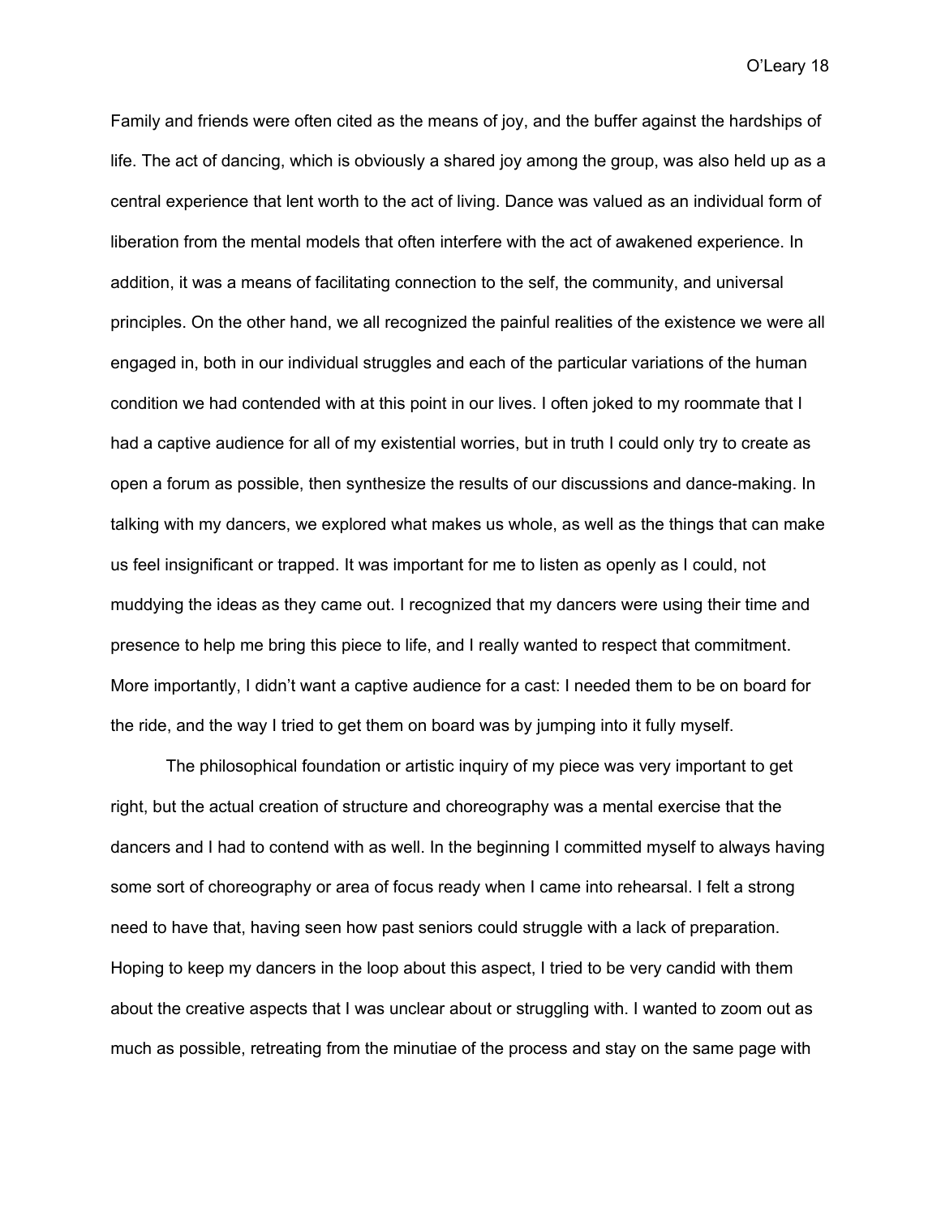Family and friends were often cited as the means of joy, and the buffer against the hardships of life. The act of dancing, which is obviously a shared joy among the group, was also held up as a central experience that lent worth to the act of living. Dance was valued as an individual form of liberation from the mental models that often interfere with the act of awakened experience. In addition, it was a means of facilitating connection to the self, the community, and universal principles. On the other hand, we all recognized the painful realities of the existence we were all engaged in, both in our individual struggles and each of the particular variations of the human condition we had contended with at this point in our lives. I often joked to my roommate that I had a captive audience for all of my existential worries, but in truth I could only try to create as open a forum as possible, then synthesize the results of our discussions and dance-making. In talking with my dancers, we explored what makes us whole, as well as the things that can make us feel insignificant or trapped. It was important for me to listen as openly as I could, not muddying the ideas as they came out. I recognized that my dancers were using their time and presence to help me bring this piece to life, and I really wanted to respect that commitment. More importantly, I didn't want a captive audience for a cast: I needed them to be on board for the ride, and the way I tried to get them on board was by jumping into it fully myself.

The philosophical foundation or artistic inquiry of my piece was very important to get right, but the actual creation of structure and choreography was a mental exercise that the dancers and I had to contend with as well. In the beginning I committed myself to always having some sort of choreography or area of focus ready when I came into rehearsal. I felt a strong need to have that, having seen how past seniors could struggle with a lack of preparation. Hoping to keep my dancers in the loop about this aspect, I tried to be very candid with them about the creative aspects that I was unclear about or struggling with. I wanted to zoom out as much as possible, retreating from the minutiae of the process and stay on the same page with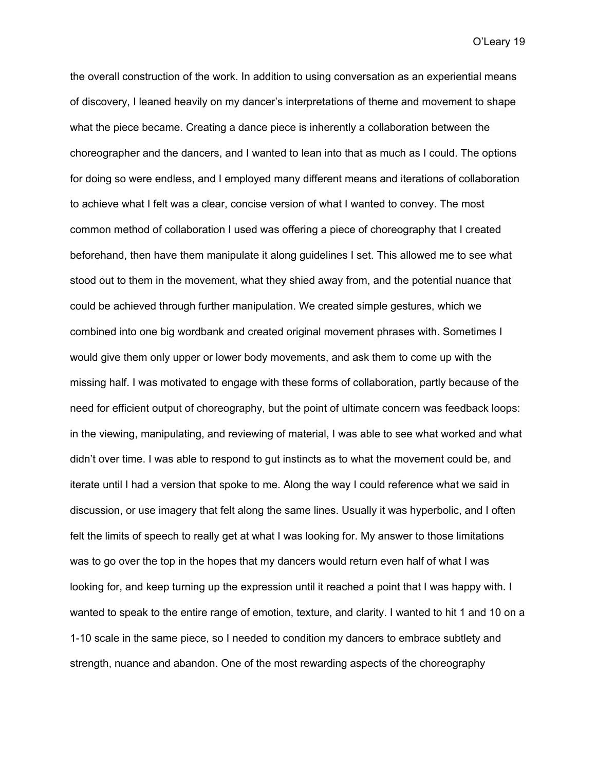the overall construction of the work. In addition to using conversation as an experiential means of discovery, I leaned heavily on my dancer's interpretations of theme and movement to shape what the piece became. Creating a dance piece is inherently a collaboration between the choreographer and the dancers, and I wanted to lean into that as much as I could. The options for doing so were endless, and I employed many different means and iterations of collaboration to achieve what I felt was a clear, concise version of what I wanted to convey. The most common method of collaboration I used was offering a piece of choreography that I created beforehand, then have them manipulate it along guidelines I set. This allowed me to see what stood out to them in the movement, what they shied away from, and the potential nuance that could be achieved through further manipulation. We created simple gestures, which we combined into one big wordbank and created original movement phrases with. Sometimes I would give them only upper or lower body movements, and ask them to come up with the missing half. I was motivated to engage with these forms of collaboration, partly because of the need for efficient output of choreography, but the point of ultimate concern was feedback loops: in the viewing, manipulating, and reviewing of material, I was able to see what worked and what didn't over time. I was able to respond to gut instincts as to what the movement could be, and iterate until I had a version that spoke to me. Along the way I could reference what we said in discussion, or use imagery that felt along the same lines. Usually it was hyperbolic, and I often felt the limits of speech to really get at what I was looking for. My answer to those limitations was to go over the top in the hopes that my dancers would return even half of what I was looking for, and keep turning up the expression until it reached a point that I was happy with. I wanted to speak to the entire range of emotion, texture, and clarity. I wanted to hit 1 and 10 on a 1-10 scale in the same piece, so I needed to condition my dancers to embrace subtlety and strength, nuance and abandon. One of the most rewarding aspects of the choreography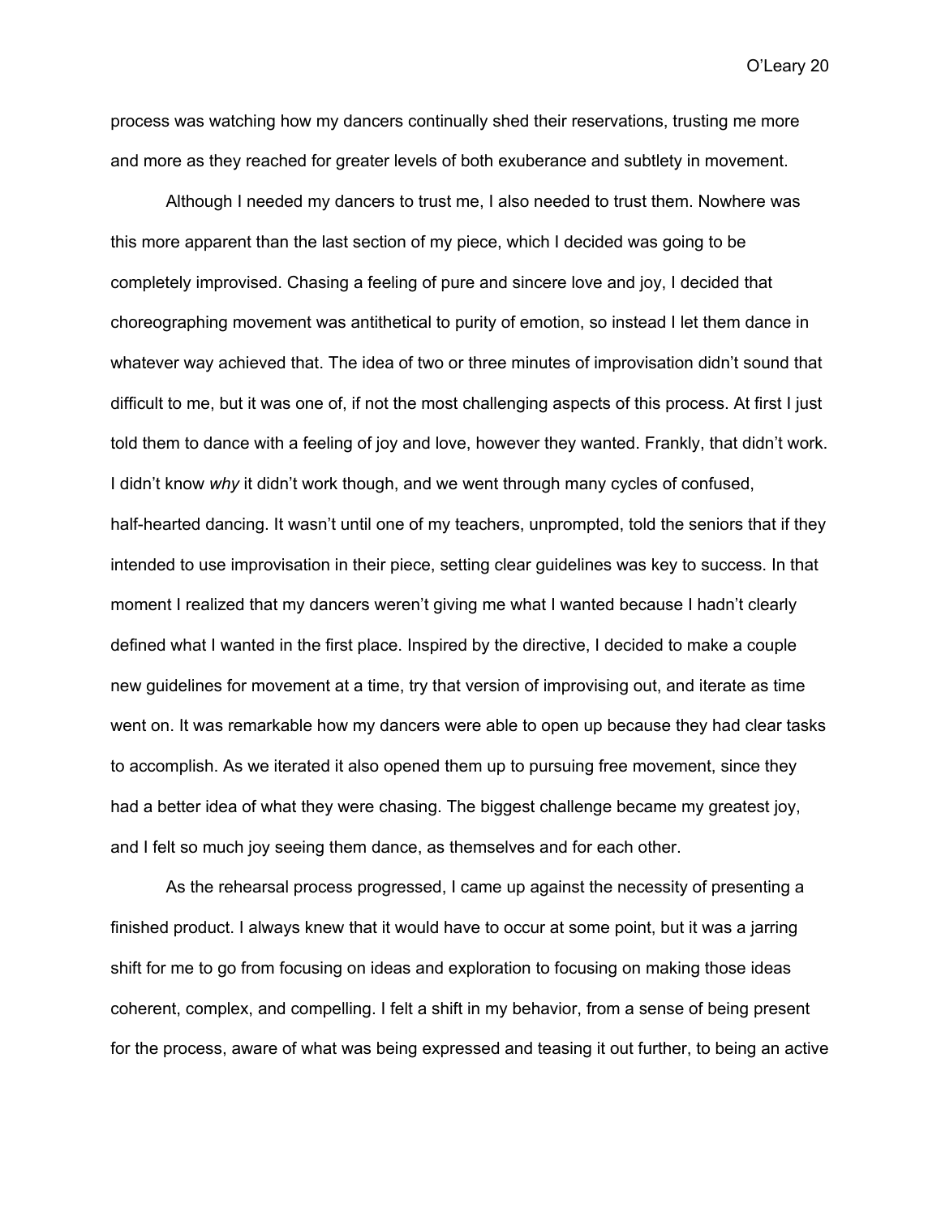process was watching how my dancers continually shed their reservations, trusting me more and more as they reached for greater levels of both exuberance and subtlety in movement.

Although I needed my dancers to trust me, I also needed to trust them. Nowhere was this more apparent than the last section of my piece, which I decided was going to be completely improvised. Chasing a feeling of pure and sincere love and joy, I decided that choreographing movement was antithetical to purity of emotion, so instead I let them dance in whatever way achieved that. The idea of two or three minutes of improvisation didn't sound that difficult to me, but it was one of, if not the most challenging aspects of this process. At first I just told them to dance with a feeling of joy and love, however they wanted. Frankly, that didn't work. I didn't know *why* it didn't work though, and we went through many cycles of confused, half-hearted dancing. It wasn't until one of my teachers, unprompted, told the seniors that if they intended to use improvisation in their piece, setting clear guidelines was key to success. In that moment I realized that my dancers weren't giving me what I wanted because I hadn't clearly defined what I wanted in the first place. Inspired by the directive, I decided to make a couple new guidelines for movement at a time, try that version of improvising out, and iterate as time went on. It was remarkable how my dancers were able to open up because they had clear tasks to accomplish. As we iterated it also opened them up to pursuing free movement, since they had a better idea of what they were chasing. The biggest challenge became my greatest joy, and I felt so much joy seeing them dance, as themselves and for each other.

As the rehearsal process progressed, I came up against the necessity of presenting a finished product. I always knew that it would have to occur at some point, but it was a jarring shift for me to go from focusing on ideas and exploration to focusing on making those ideas coherent, complex, and compelling. I felt a shift in my behavior, from a sense of being present for the process, aware of what was being expressed and teasing it out further, to being an active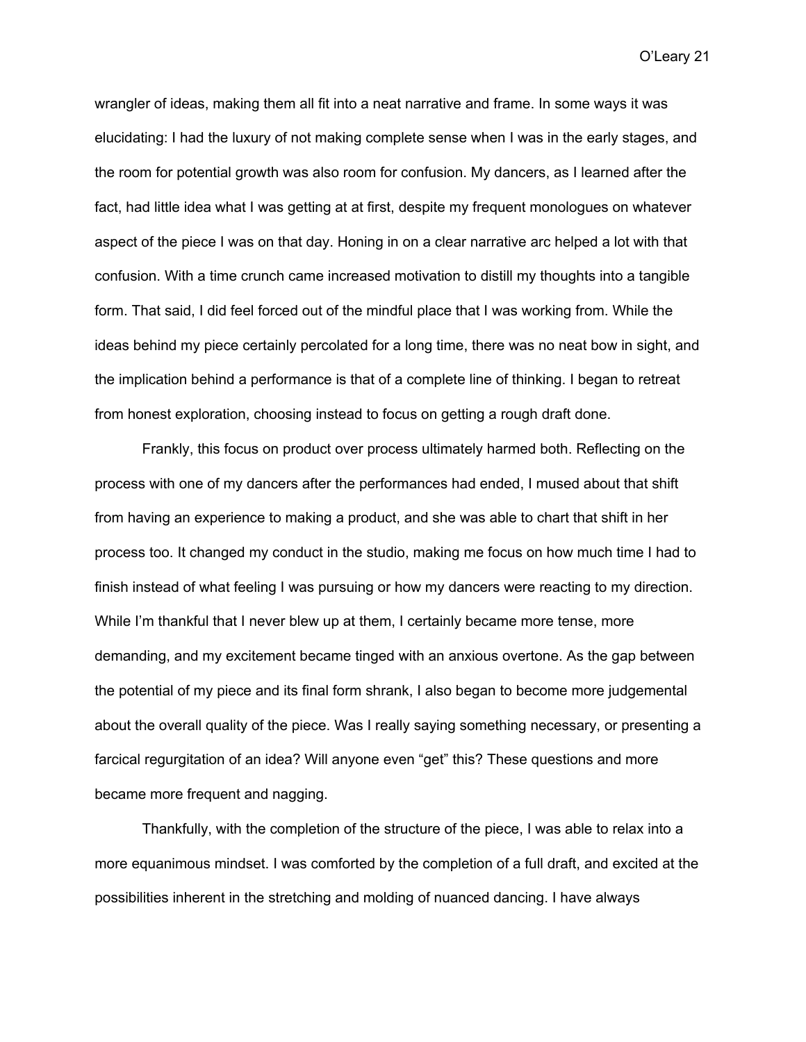wrangler of ideas, making them all fit into a neat narrative and frame. In some ways it was elucidating: I had the luxury of not making complete sense when I was in the early stages, and the room for potential growth was also room for confusion. My dancers, as I learned after the fact, had little idea what I was getting at at first, despite my frequent monologues on whatever aspect of the piece I was on that day. Honing in on a clear narrative arc helped a lot with that confusion. With a time crunch came increased motivation to distill my thoughts into a tangible form. That said, I did feel forced out of the mindful place that I was working from. While the ideas behind my piece certainly percolated for a long time, there was no neat bow in sight, and the implication behind a performance is that of a complete line of thinking. I began to retreat from honest exploration, choosing instead to focus on getting a rough draft done.

Frankly, this focus on product over process ultimately harmed both. Reflecting on the process with one of my dancers after the performances had ended, I mused about that shift from having an experience to making a product, and she was able to chart that shift in her process too. It changed my conduct in the studio, making me focus on how much time I had to finish instead of what feeling I was pursuing or how my dancers were reacting to my direction. While I'm thankful that I never blew up at them, I certainly became more tense, more demanding, and my excitement became tinged with an anxious overtone. As the gap between the potential of my piece and its final form shrank, I also began to become more judgemental about the overall quality of the piece. Was I really saying something necessary, or presenting a farcical regurgitation of an idea? Will anyone even "get" this? These questions and more became more frequent and nagging.

Thankfully, with the completion of the structure of the piece, I was able to relax into a more equanimous mindset. I was comforted by the completion of a full draft, and excited at the possibilities inherent in the stretching and molding of nuanced dancing. I have always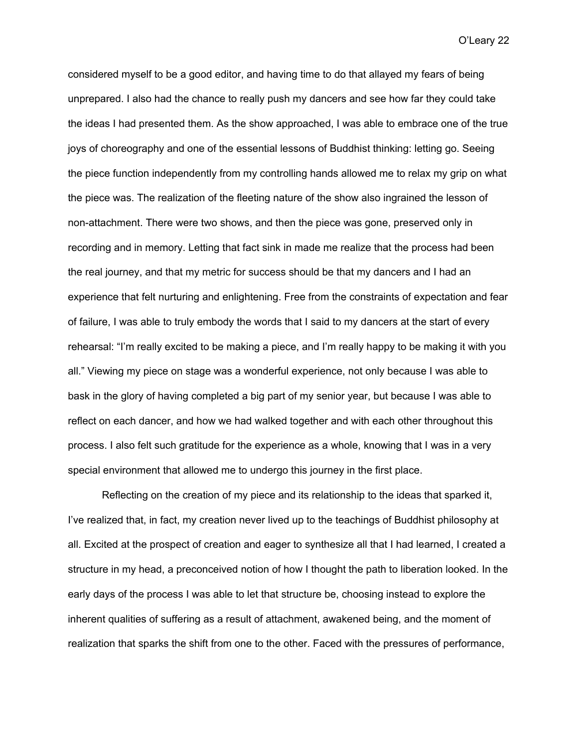considered myself to be a good editor, and having time to do that allayed my fears of being unprepared. I also had the chance to really push my dancers and see how far they could take the ideas I had presented them. As the show approached, I was able to embrace one of the true joys of choreography and one of the essential lessons of Buddhist thinking: letting go. Seeing the piece function independently from my controlling hands allowed me to relax my grip on what the piece was. The realization of the fleeting nature of the show also ingrained the lesson of non-attachment. There were two shows, and then the piece was gone, preserved only in recording and in memory. Letting that fact sink in made me realize that the process had been the real journey, and that my metric for success should be that my dancers and I had an experience that felt nurturing and enlightening. Free from the constraints of expectation and fear of failure, I was able to truly embody the words that I said to my dancers at the start of every rehearsal: "I'm really excited to be making a piece, and I'm really happy to be making it with you all." Viewing my piece on stage was a wonderful experience, not only because I was able to bask in the glory of having completed a big part of my senior year, but because I was able to reflect on each dancer, and how we had walked together and with each other throughout this process. I also felt such gratitude for the experience as a whole, knowing that I was in a very special environment that allowed me to undergo this journey in the first place.

Reflecting on the creation of my piece and its relationship to the ideas that sparked it, I've realized that, in fact, my creation never lived up to the teachings of Buddhist philosophy at all. Excited at the prospect of creation and eager to synthesize all that I had learned, I created a structure in my head, a preconceived notion of how I thought the path to liberation looked. In the early days of the process I was able to let that structure be, choosing instead to explore the inherent qualities of suffering as a result of attachment, awakened being, and the moment of realization that sparks the shift from one to the other. Faced with the pressures of performance,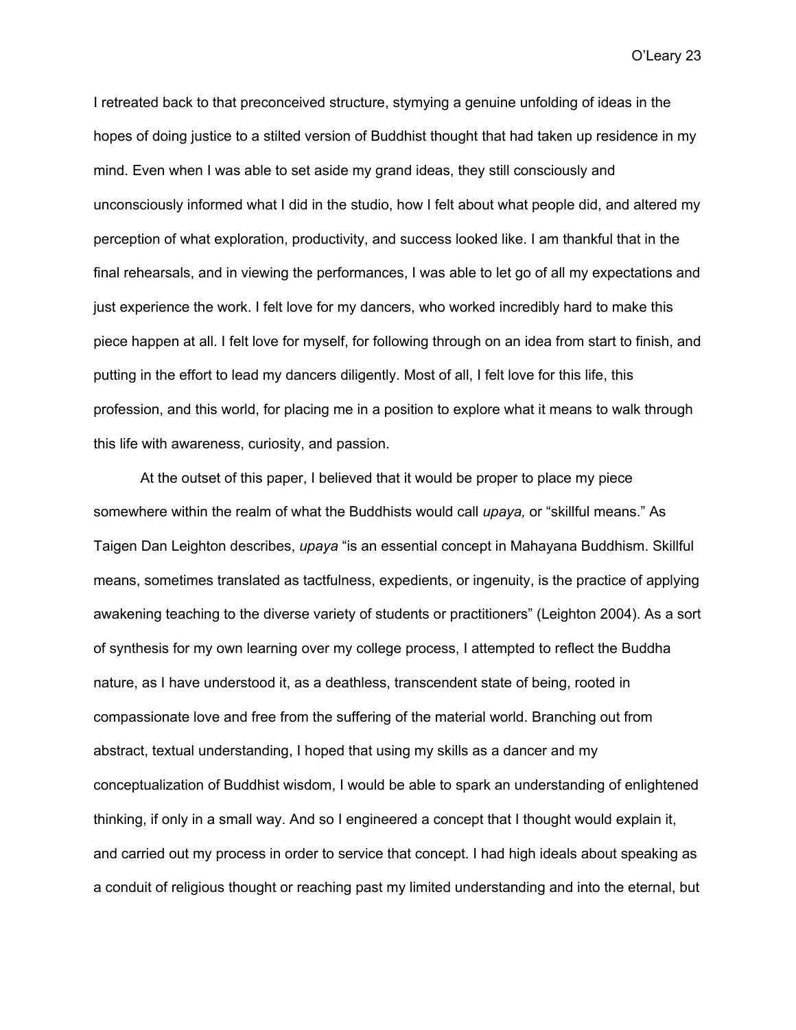I retreated back to that preconceived structure, stymying a genuine unfolding of ideas in the hopes of doing justice to a stilted version of Buddhist thought that had taken up residence in my mind. Even when I was able to set aside my grand ideas, they still consciously and unconsciously informed what I did in the studio, how I felt about what people did, and altered my perception of what exploration, productivity, and success looked like. I am thankful that in the final rehearsals, and in viewing the performances, I was able to let go of all my expectations and just experience the work. I felt love for my dancers, who worked incredibly hard to make this piece happen at all. I felt love for myself, for following through on an idea from start to finish, and putting in the effort to lead my dancers diligently. Most of all, I felt love for this life, this profession, and this world, for placing me in a position to explore what it means to walk through this life with awareness, curiosity, and passion.

At the outset of this paper, I believed that it would be proper to place my piece somewhere within the realm of what the Buddhists would call *upaya,* or "skillful means." As Taigen Dan Leighton describes, *upaya* "is an essential concept in Mahayana Buddhism. Skillful means, sometimes translated as tactfulness, expedients, or ingenuity, is the practice of applying awakening teaching to the diverse variety of students or practitioners" (Leighton 2004). As a sort of synthesis for my own learning over my college process, I attempted to reflect the Buddha nature, as I have understood it, as a deathless, transcendent state of being, rooted in compassionate love and free from the suffering of the material world. Branching out from abstract, textual understanding, I hoped that using my skills as a dancer and my conceptualization of Buddhist wisdom, I would be able to spark an understanding of enlightened thinking, if only in a small way. And so I engineered a concept that I thought would explain it, and carried out my process in order to service that concept. I had high ideals about speaking as a conduit of religious thought or reaching past my limited understanding and into the eternal, but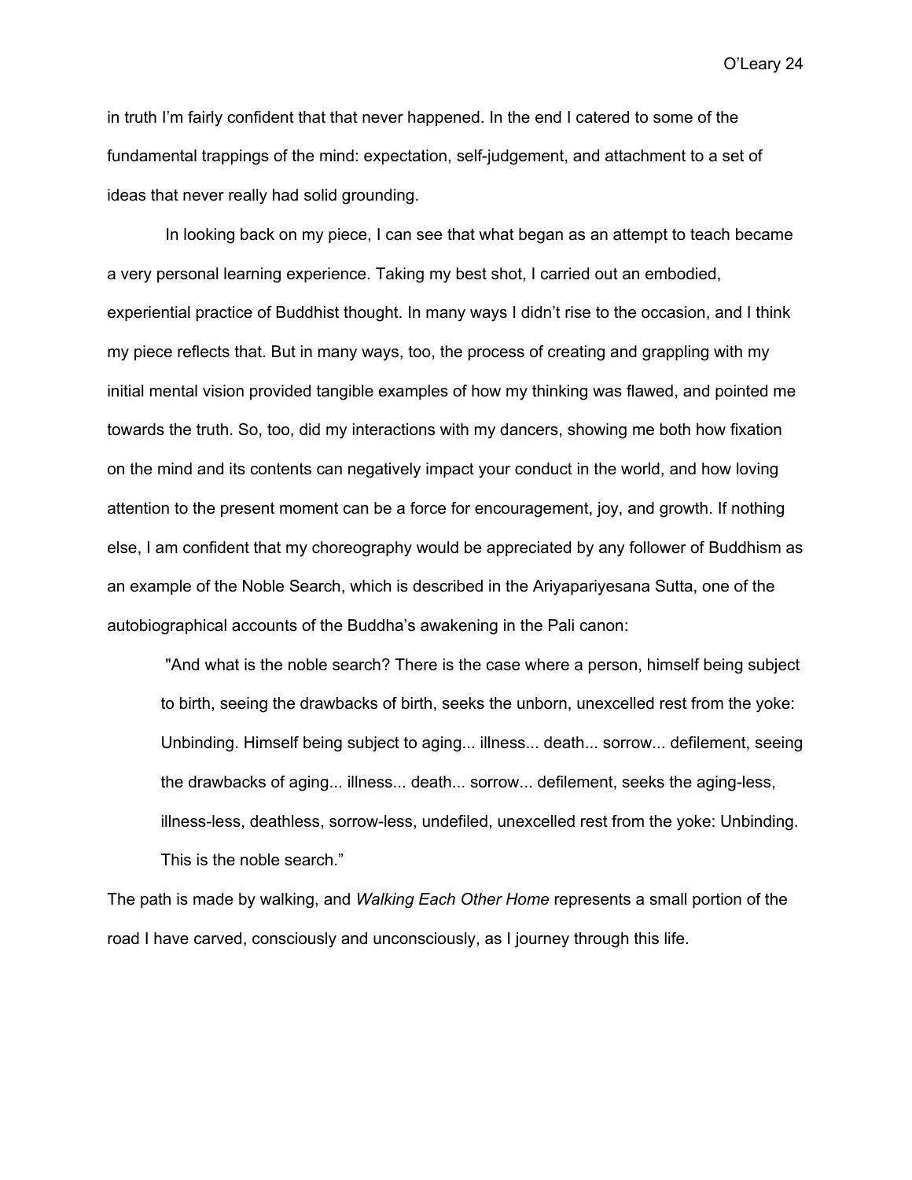in truth I'm fairly confident that that never happened. In the end I catered to some of the fundamental trappings of the mind: expectation, self-judgement, and attachment to a set of ideas that never really had solid grounding.

In looking back on my piece, I can see that what began as an attempt to teach became a very personal learning experience. Taking my best shot, I carried out an embodied, experiential practice of Buddhist thought. In many ways I didn't rise to the occasion, and I think my piece reflects that. But in many ways, too, the process of creating and grappling with my initial mental vision provided tangible examples of how my thinking was flawed, and pointed me towards the truth. So, too, did my interactions with my dancers, showing me both how fixation on the mind and its contents can negatively impact your conduct in the world, and how loving attention to the present moment can be a force for encouragement, joy, and growth. If nothing else, I am confident that my choreography would be appreciated by any follower of Buddhism as an example of the Noble Search, which is described in the Ariyapariyesana Sutta, one of the autobiographical accounts of the Buddha's awakening in the Pali canon:

> "And what is the noble search? There is the case where a person, himself being subject to birth, seeing the drawbacks of birth, seeks the unborn, unexcelled rest from the yoke: Unbinding. Himself being subject to aging... illness... death... sorrow... defilement, seeing the drawbacks of aging... illness... death... sorrow... defilement, seeks the aging-less, illness-less, deathless, sorrow-less, undefiled, unexcelled rest from the yoke: Unbinding. This is the noble search."

The path is made by walking, and *Walking Each Other Home* represents a small portion of the road I have carved, consciously and unconsciously, as I journey through this life.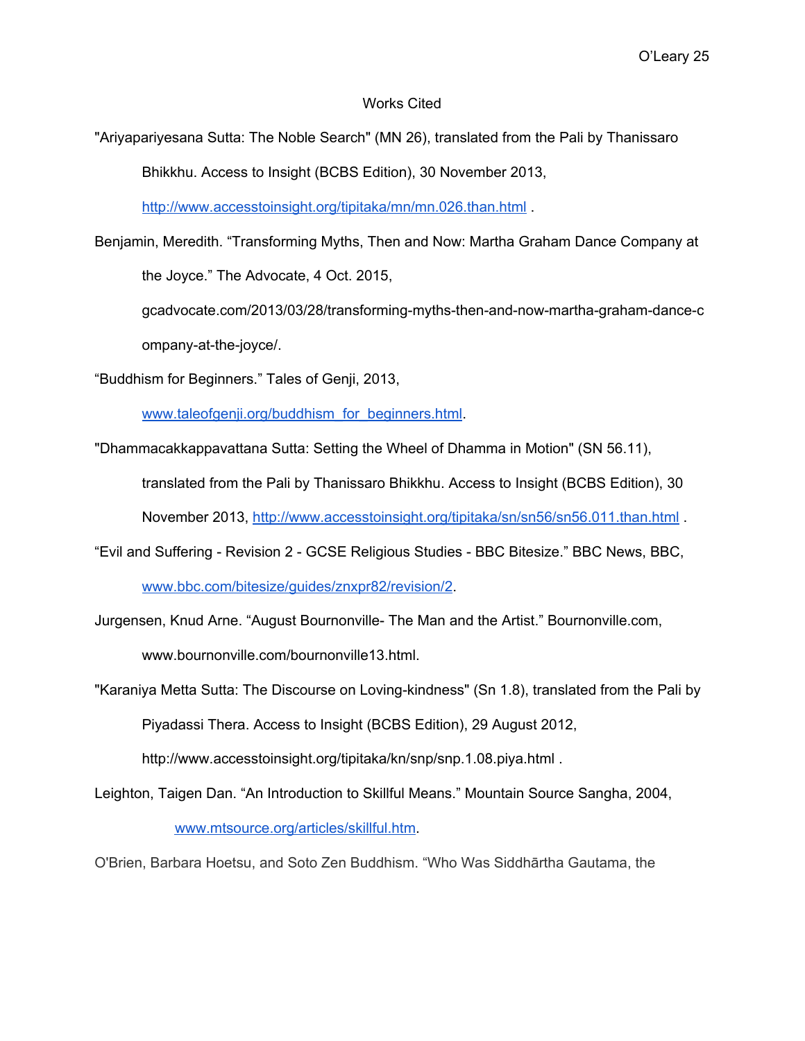# Works Cited

"Ariyapariyesana Sutta: The Noble Search" (MN 26), translated from the Pali by Thanissaro Bhikkhu. Access to Insight (BCBS Edition), 30 November 2013, http://www.accesstoinsight.org/tipitaka/mn/mn.026.than.html .

Benjamin, Meredith. "Transforming Myths, Then and Now: Martha Graham Dance Company at the Joyce." The Advocate, 4 Oct. 2015, gcadvocate.com/2013/03/28/transforming-myths-then-and-now-martha-graham-dance-company-at-the-joyce/.

"Buddhism for Beginners." Tales of Genji, 2013, www.taleofgenji.org/buddhism_for_beginners.html.

"Dhammacakkappavattana Sutta: Setting the Wheel of Dhamma in Motion" (SN 56.11), translated from the Pali by Thanissaro Bhikkhu. Access to Insight (BCBS Edition), 30 November 2013, http://www.accesstoinsight.org/tipitaka/sn/sn56/sn56.011.than.html .

"Evil and Suffering - Revision 2 - GCSE Religious Studies - BBC Bitesize." BBC News, BBC, www.bbc.com/bitesize/guides/znxpr82/revision/2.

Jurgensen, Knud Arne. "August Bournonville- The Man and the Artist." Bournonville.com, www.bournonville.com/bournonville13.html.

"Karaniya Metta Sutta: The Discourse on Loving-kindness" (Sn 1.8), translated from the Pali by Piyadassi Thera. Access to Insight (BCBS Edition), 29 August 2012, http://www.accesstoinsight.org/tipitaka/kn/snp/snp.1.08.piya.html .

Leighton, Taigen Dan. "An Introduction to Skillful Means." Mountain Source Sangha, 2004, www.mtsource.org/articles/skillful.htm.

O'Brien, Barbara Hoetsu, and Soto Zen Buddhism. "Who Was Siddhārtha Gautama, the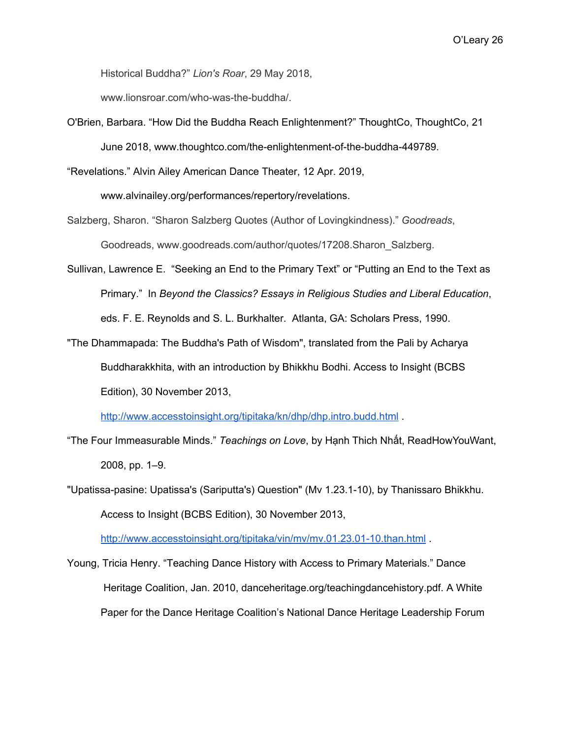Historical Buddha?" *Lion's Roar*, 29 May 2018, www.lionsroar.com/who-was-the-buddha/.

O'Brien, Barbara. "How Did the Buddha Reach Enlightenment?" ThoughtCo, ThoughtCo, 21 June 2018, www.thoughtco.com/the-enlightenment-of-the-buddha-449789.

"Revelations." Alvin Ailey American Dance Theater, 12 Apr. 2019, www.alvinailey.org/performances/repertory/revelations.

Salzberg, Sharon. "Sharon Salzberg Quotes (Author of Lovingkindness)." *Goodreads*, Goodreads, www.goodreads.com/author/quotes/17208.Sharon_Salzberg.

Sullivan, Lawrence E. "Seeking an End to the Primary Text" or "Putting an End to the Text as Primary." In *Beyond the Classics? Essays in Religious Studies and Liberal Education*, eds. F. E. Reynolds and S. L. Burkhalter. Atlanta, GA: Scholars Press, 1990.

"The Dhammapada: The Buddha's Path of Wisdom", translated from the Pali by Acharya Buddharakkhita, with an introduction by Bhikkhu Bodhi. Access to Insight (BCBS Edition), 30 November 2013, http://www.accesstoinsight.org/tipitaka/kn/dhp/dhp.intro.budd.html .

"The Four Immeasurable Minds." *Teachings on Love*, by Hạnh Thich Nhất, ReadHowYouWant, 2008, pp. 1–9.

"Upatissa-pasine: Upatissa's (Sariputta's) Question" (Mv 1.23.1-10), by Thanissaro Bhikkhu. Access to Insight (BCBS Edition), 30 November 2013, http://www.accesstoinsight.org/tipitaka/vin/mv/mv.01.23.01-10.than.html .

Young, Tricia Henry. "Teaching Dance History with Access to Primary Materials." Dance Heritage Coalition, Jan. 2010, danceheritage.org/teachingdancehistory.pdf. A White Paper for the Dance Heritage Coalition's National Dance Heritage Leadership Forum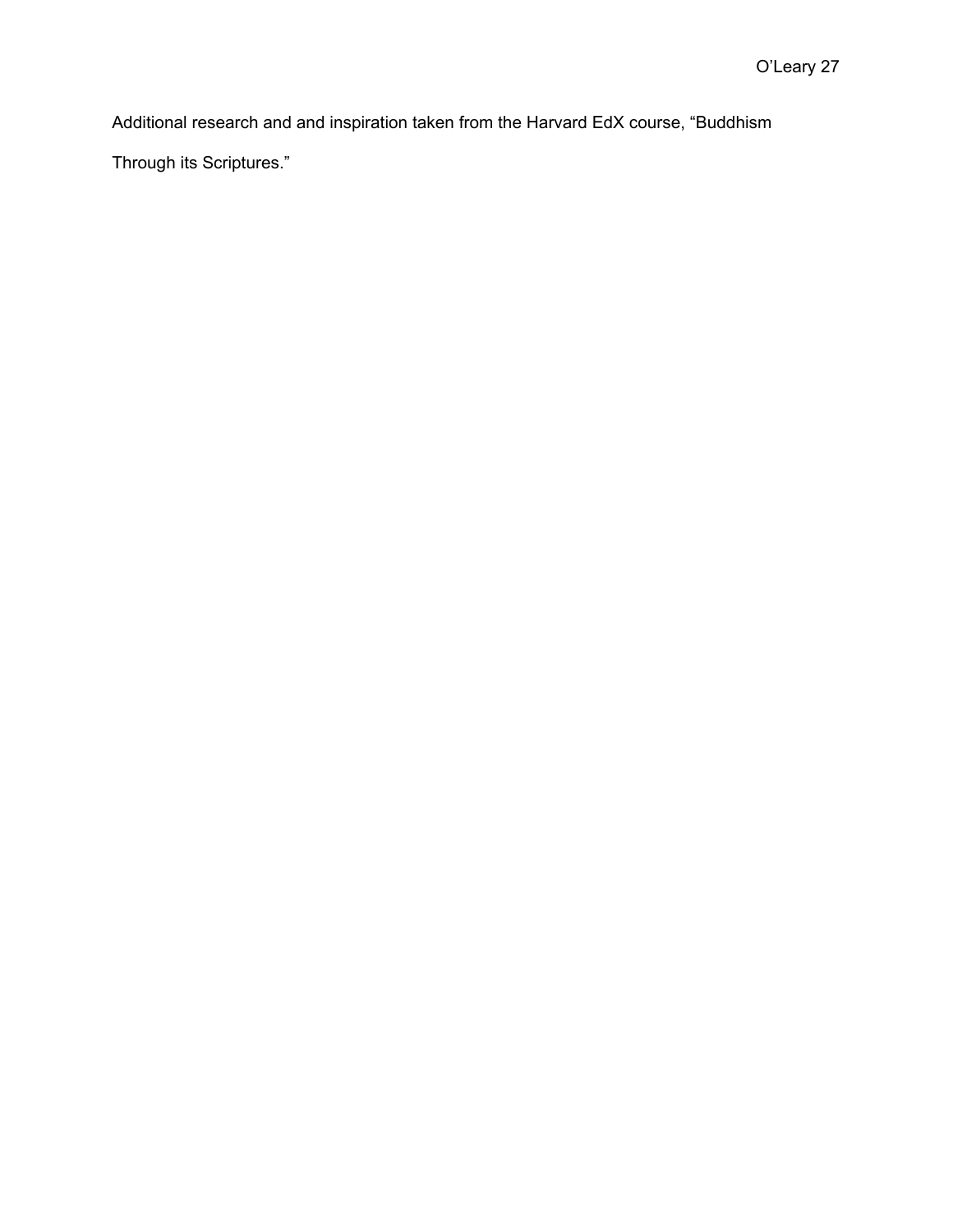Additional research and and inspiration taken from the Harvard EdX course, “Buddhism Through its Scriptures.”